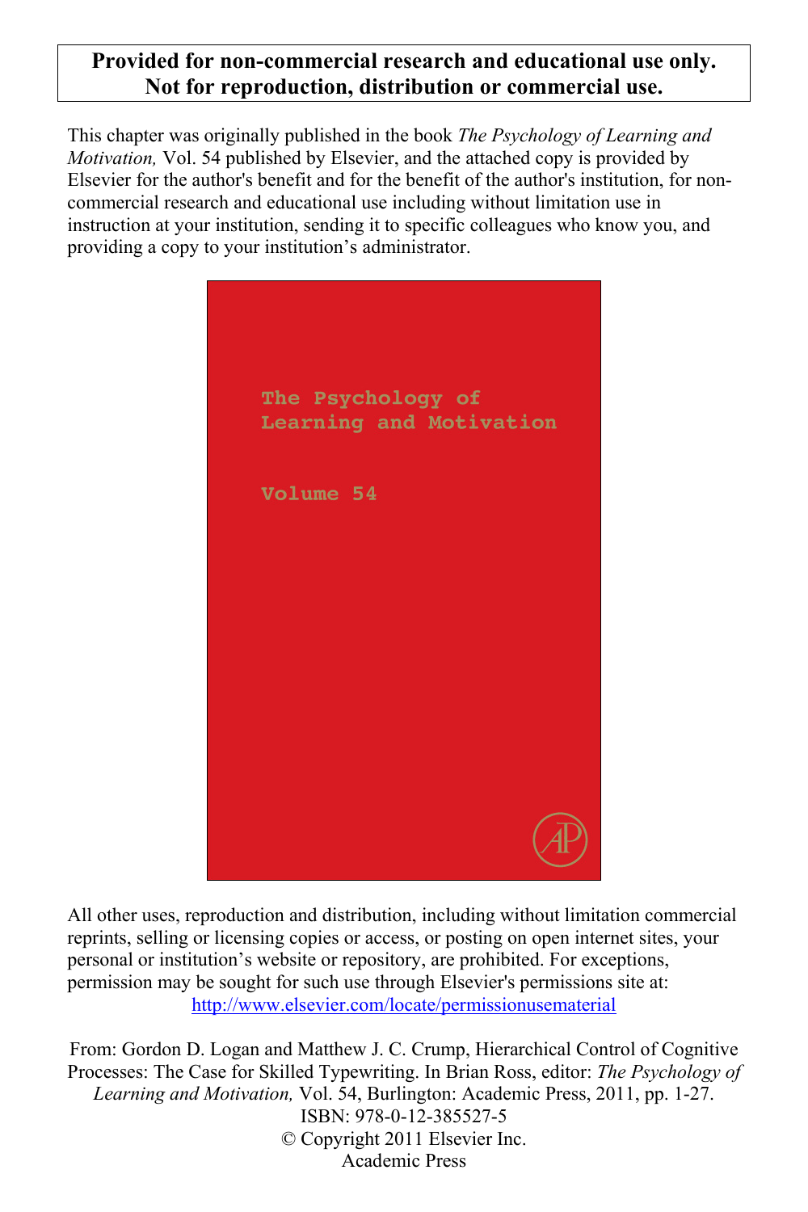**Provided for non-commercial research and educational use only.
Not for reproduction, distribution or commercial use.**

This chapter was originally published in the book *The Psychology of Learning and Motivation,* Vol. 54 published by Elsevier, and the attached copy is provided by Elsevier for the author's benefit and for the benefit of the author's institution, for non-commercial research and educational use including without limitation use in instruction at your institution, sending it to specific colleagues who know you, and providing a copy to your institution's administrator.

The Psychology of Learning and Motivation

Volume 54

All other uses, reproduction and distribution, including without limitation commercial reprints, selling or licensing copies or access, or posting on open internet sites, your personal or institution's website or repository, are prohibited. For exceptions, permission may be sought for such use through Elsevier's permissions site at:
http://www.elsevier.com/locate/permissionusematerial

From: Gordon D. Logan and Matthew J. C. Crump, Hierarchical Control of Cognitive Processes: The Case for Skilled Typewriting. In Brian Ross, editor: *The Psychology of Learning and Motivation,* Vol. 54, Burlington: Academic Press, 2011, pp. 1-27.
ISBN: 978-0-12-385527-5
© Copyright 2011 Elsevier Inc.
Academic Press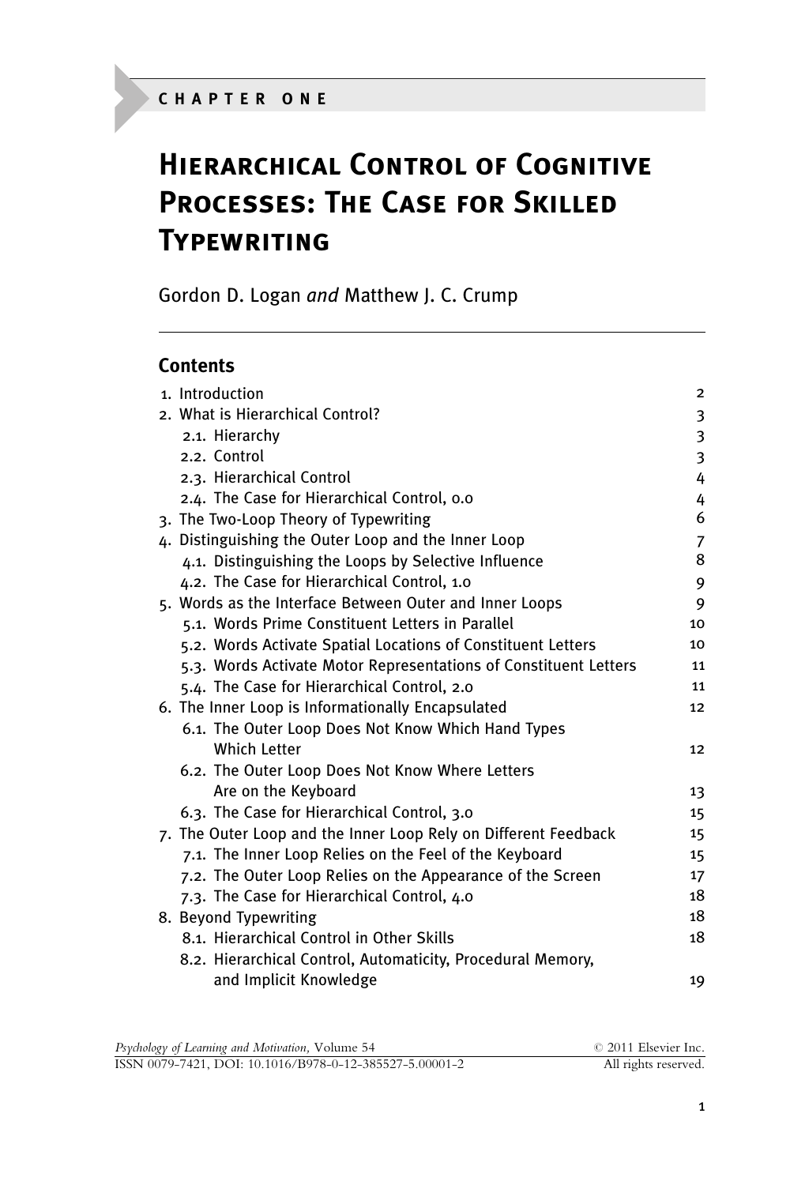CHAPTER ONE

# Hierarchical Control of Cognitive Processes: The Case for Skilled Typewriting

Gordon D. Logan *and* Matthew J. C. Crump

## Contents

| | |
|---|---|
| 1. Introduction | 2 |
| 2. What is Hierarchical Control? | 3 |
| 2.1. Hierarchy | 3 |
| 2.2. Control | 3 |
| 2.3. Hierarchical Control | 4 |
| 2.4. The Case for Hierarchical Control, 0.0 | 4 |
| 3. The Two-Loop Theory of Typewriting | 6 |
| 4. Distinguishing the Outer Loop and the Inner Loop | 7 |
| 4.1. Distinguishing the Loops by Selective Influence | 8 |
| 4.2. The Case for Hierarchical Control, 1.0 | 9 |
| 5. Words as the Interface Between Outer and Inner Loops | 9 |
| 5.1. Words Prime Constituent Letters in Parallel | 10 |
| 5.2. Words Activate Spatial Locations of Constituent Letters | 10 |
| 5.3. Words Activate Motor Representations of Constituent Letters | 11 |
| 5.4. The Case for Hierarchical Control, 2.0 | 11 |
| 6. The Inner Loop is Informationally Encapsulated | 12 |
| 6.1. The Outer Loop Does Not Know Which Hand Types Which Letter | 12 |
| 6.2. The Outer Loop Does Not Know Where Letters Are on the Keyboard | 13 |
| 6.3. The Case for Hierarchical Control, 3.0 | 15 |
| 7. The Outer Loop and the Inner Loop Rely on Different Feedback | 15 |
| 7.1. The Inner Loop Relies on the Feel of the Keyboard | 15 |
| 7.2. The Outer Loop Relies on the Appearance of the Screen | 17 |
| 7.3. The Case for Hierarchical Control, 4.0 | 18 |
| 8. Beyond Typewriting | 18 |
| 8.1. Hierarchical Control in Other Skills | 18 |
| 8.2. Hierarchical Control, Automaticity, Procedural Memory, and Implicit Knowledge | 19 |

*Psychology of Learning and Motivation*, Volume 54 © 2011 Elsevier Inc.
ISSN 0079-7421, DOI: 10.1016/B978-0-12-385527-5.00001-2 All rights reserved.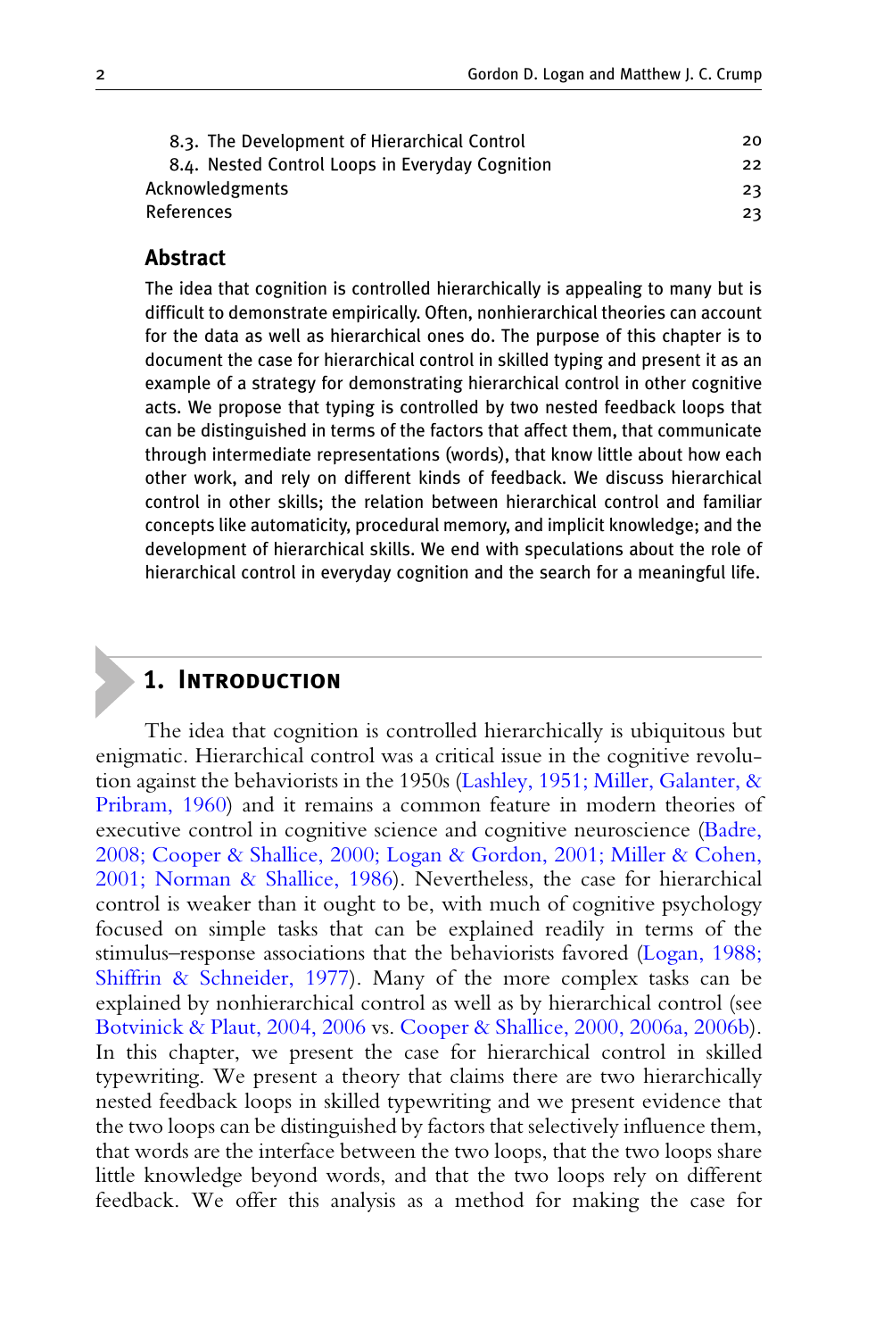8.3. The Development of Hierarchical Control 20
8.4. Nested Control Loops in Everyday Cognition 22
Acknowledgments 23
References 23

## Abstract

The idea that cognition is controlled hierarchically is appealing to many but is difficult to demonstrate empirically. Often, nonhierarchical theories can account for the data as well as hierarchical ones do. The purpose of this chapter is to document the case for hierarchical control in skilled typing and present it as an example of a strategy for demonstrating hierarchical control in other cognitive acts. We propose that typing is controlled by two nested feedback loops that can be distinguished in terms of the factors that affect them, that communicate through intermediate representations (words), that know little about how each other work, and rely on different kinds of feedback. We discuss hierarchical control in other skills; the relation between hierarchical control and familiar concepts like automaticity, procedural memory, and implicit knowledge; and the development of hierarchical skills. We end with speculations about the role of hierarchical control in everyday cognition and the search for a meaningful life.

## 1. Introduction

The idea that cognition is controlled hierarchically is ubiquitous but enigmatic. Hierarchical control was a critical issue in the cognitive revolution against the behaviorists in the 1950s (Lashley, 1951; Miller, Galanter, & Pribram, 1960) and it remains a common feature in modern theories of executive control in cognitive science and cognitive neuroscience (Badre, 2008; Cooper & Shallice, 2000; Logan & Gordon, 2001; Miller & Cohen, 2001; Norman & Shallice, 1986). Nevertheless, the case for hierarchical control is weaker than it ought to be, with much of cognitive psychology focused on simple tasks that can be explained readily in terms of the stimulus–response associations that the behaviorists favored (Logan, 1988; Shiffrin & Schneider, 1977). Many of the more complex tasks can be explained by nonhierarchical control as well as by hierarchical control (see Botvinick & Plaut, 2004, 2006 vs. Cooper & Shallice, 2000, 2006a, 2006b). In this chapter, we present the case for hierarchical control in skilled typewriting. We present a theory that claims there are two hierarchically nested feedback loops in skilled typewriting and we present evidence that the two loops can be distinguished by factors that selectively influence them, that words are the interface between the two loops, that the two loops share little knowledge beyond words, and that the two loops rely on different feedback. We offer this analysis as a method for making the case for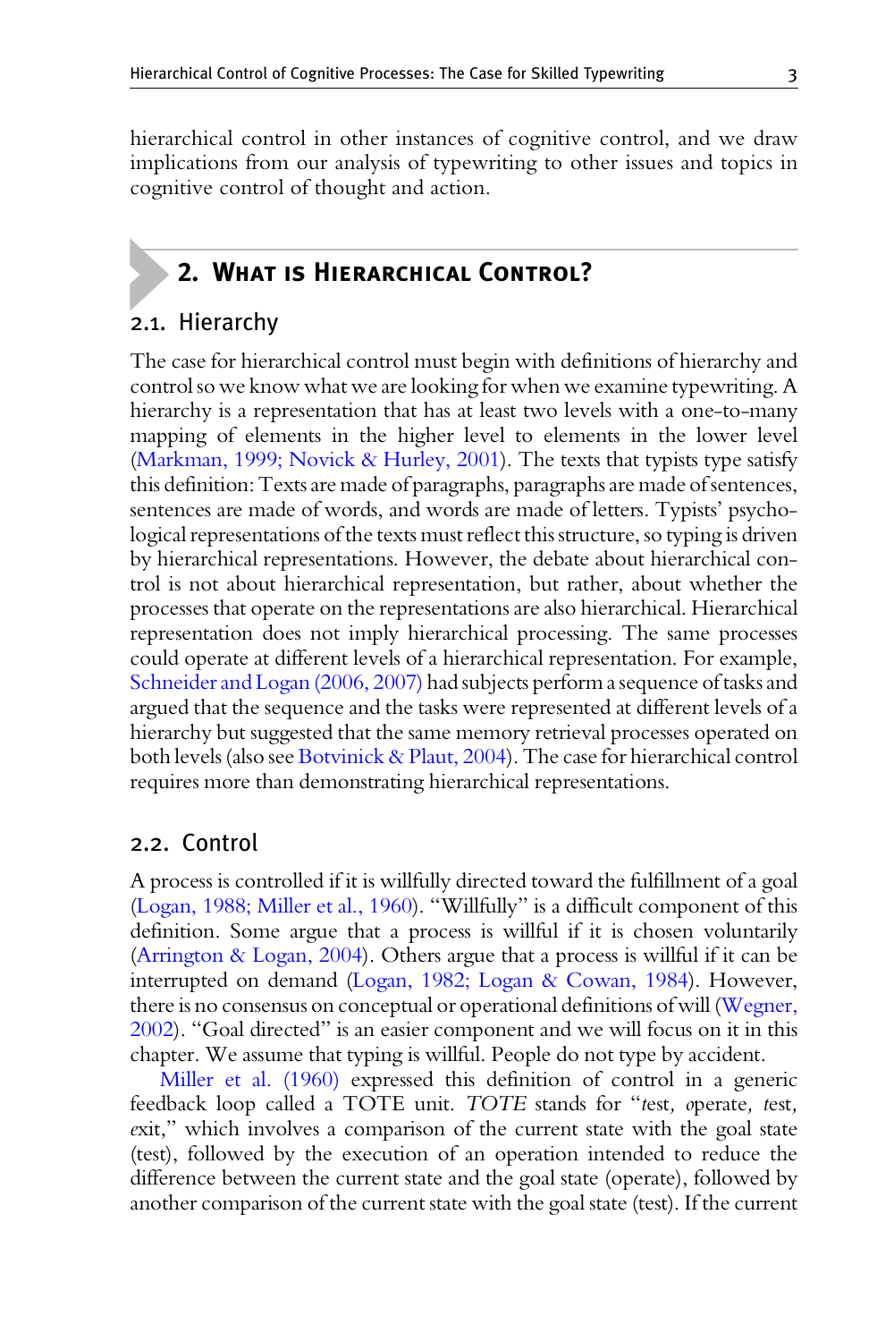hierarchical control in other instances of cognitive control, and we draw implications from our analysis of typewriting to other issues and topics in cognitive control of thought and action.

## 2. What is Hierarchical Control?

### 2.1. Hierarchy

The case for hierarchical control must begin with definitions of hierarchy and control so we know what we are looking for when we examine typewriting. A hierarchy is a representation that has at least two levels with a one-to-many mapping of elements in the higher level to elements in the lower level (Markman, 1999; Novick & Hurley, 2001). The texts that typists type satisfy this definition: Texts are made of paragraphs, paragraphs are made of sentences, sentences are made of words, and words are made of letters. Typists' psychological representations of the texts must reflect this structure, so typing is driven by hierarchical representations. However, the debate about hierarchical control is not about hierarchical representation, but rather, about whether the processes that operate on the representations are also hierarchical. Hierarchical representation does not imply hierarchical processing. The same processes could operate at different levels of a hierarchical representation. For example, Schneider and Logan (2006, 2007) had subjects perform a sequence of tasks and argued that the sequence and the tasks were represented at different levels of a hierarchy but suggested that the same memory retrieval processes operated on both levels (also see Botvinick & Plaut, 2004). The case for hierarchical control requires more than demonstrating hierarchical representations.

### 2.2. Control

A process is controlled if it is willfully directed toward the fulfillment of a goal (Logan, 1988; Miller et al., 1960). "Willfully" is a difficult component of this definition. Some argue that a process is willful if it is chosen voluntarily (Arrington & Logan, 2004). Others argue that a process is willful if it can be interrupted on demand (Logan, 1982; Logan & Cowan, 1984). However, there is no consensus on conceptual or operational definitions of will (Wegner, 2002). "Goal directed" is an easier component and we will focus on it in this chapter. We assume that typing is willful. People do not type by accident.

Miller et al. (1960) expressed this definition of control in a generic feedback loop called a TOTE unit. *TOTE* stands for "*t*est, *o*perate, *t*est, *e*xit," which involves a comparison of the current state with the goal state (test), followed by the execution of an operation intended to reduce the difference between the current state and the goal state (operate), followed by another comparison of the current state with the goal state (test). If the current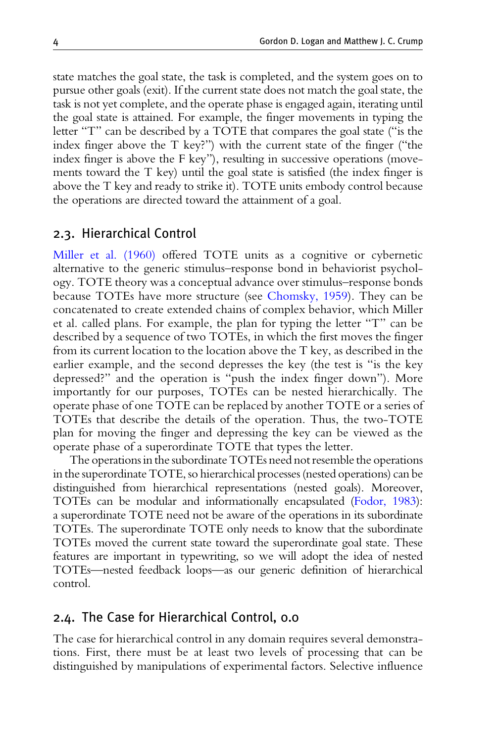state matches the goal state, the task is completed, and the system goes on to pursue other goals (exit). If the current state does not match the goal state, the task is not yet complete, and the operate phase is engaged again, iterating until the goal state is attained. For example, the finger movements in typing the letter "T" can be described by a TOTE that compares the goal state ("is the index finger above the T key?") with the current state of the finger ("the index finger is above the F key"), resulting in successive operations (movements toward the T key) until the goal state is satisfied (the index finger is above the T key and ready to strike it). TOTE units embody control because the operations are directed toward the attainment of a goal.

## 2.3. Hierarchical Control

Miller et al. (1960) offered TOTE units as a cognitive or cybernetic alternative to the generic stimulus–response bond in behaviorist psychology. TOTE theory was a conceptual advance over stimulus–response bonds because TOTEs have more structure (see Chomsky, 1959). They can be concatenated to create extended chains of complex behavior, which Miller et al. called plans. For example, the plan for typing the letter "T" can be described by a sequence of two TOTEs, in which the first moves the finger from its current location to the location above the T key, as described in the earlier example, and the second depresses the key (the test is "is the key depressed?" and the operation is "push the index finger down"). More importantly for our purposes, TOTEs can be nested hierarchically. The operate phase of one TOTE can be replaced by another TOTE or a series of TOTEs that describe the details of the operation. Thus, the two-TOTE plan for moving the finger and depressing the key can be viewed as the operate phase of a superordinate TOTE that types the letter.

The operations in the subordinate TOTEs need not resemble the operations in the superordinate TOTE, so hierarchical processes (nested operations) can be distinguished from hierarchical representations (nested goals). Moreover, TOTEs can be modular and informationally encapsulated (Fodor, 1983): a superordinate TOTE need not be aware of the operations in its subordinate TOTEs. The superordinate TOTE only needs to know that the subordinate TOTEs moved the current state toward the superordinate goal state. These features are important in typewriting, so we will adopt the idea of nested TOTEs—nested feedback loops—as our generic definition of hierarchical control.

## 2.4. The Case for Hierarchical Control, 0.0

The case for hierarchical control in any domain requires several demonstrations. First, there must be at least two levels of processing that can be distinguished by manipulations of experimental factors. Selective influence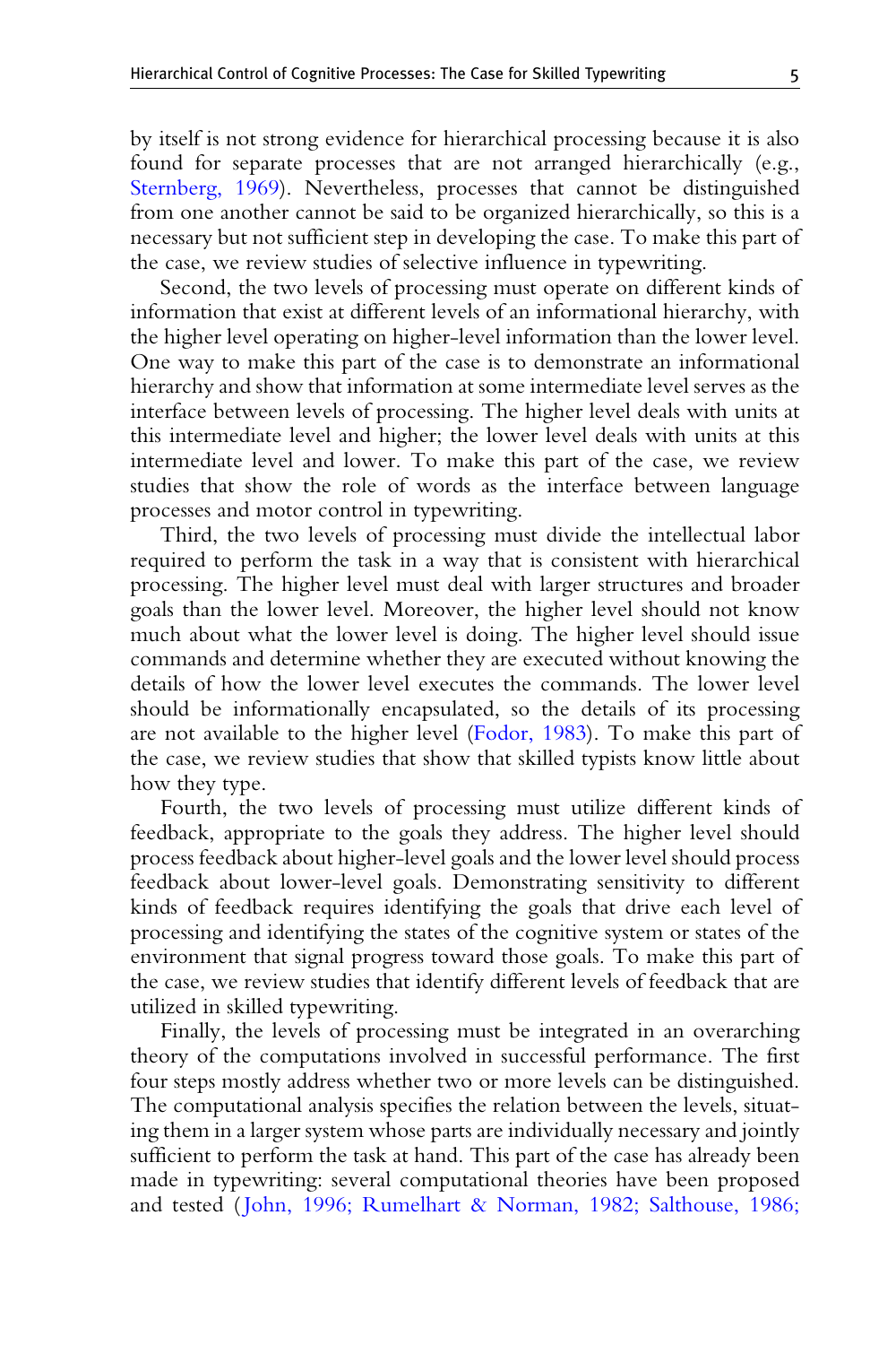by itself is not strong evidence for hierarchical processing because it is also found for separate processes that are not arranged hierarchically (e.g., Sternberg, 1969). Nevertheless, processes that cannot be distinguished from one another cannot be said to be organized hierarchically, so this is a necessary but not sufficient step in developing the case. To make this part of the case, we review studies of selective influence in typewriting.

Second, the two levels of processing must operate on different kinds of information that exist at different levels of an informational hierarchy, with the higher level operating on higher-level information than the lower level. One way to make this part of the case is to demonstrate an informational hierarchy and show that information at some intermediate level serves as the interface between levels of processing. The higher level deals with units at this intermediate level and higher; the lower level deals with units at this intermediate level and lower. To make this part of the case, we review studies that show the role of words as the interface between language processes and motor control in typewriting.

Third, the two levels of processing must divide the intellectual labor required to perform the task in a way that is consistent with hierarchical processing. The higher level must deal with larger structures and broader goals than the lower level. Moreover, the higher level should not know much about what the lower level is doing. The higher level should issue commands and determine whether they are executed without knowing the details of how the lower level executes the commands. The lower level should be informationally encapsulated, so the details of its processing are not available to the higher level (Fodor, 1983). To make this part of the case, we review studies that show that skilled typists know little about how they type.

Fourth, the two levels of processing must utilize different kinds of feedback, appropriate to the goals they address. The higher level should process feedback about higher-level goals and the lower level should process feedback about lower-level goals. Demonstrating sensitivity to different kinds of feedback requires identifying the goals that drive each level of processing and identifying the states of the cognitive system or states of the environment that signal progress toward those goals. To make this part of the case, we review studies that identify different levels of feedback that are utilized in skilled typewriting.

Finally, the levels of processing must be integrated in an overarching theory of the computations involved in successful performance. The first four steps mostly address whether two or more levels can be distinguished. The computational analysis specifies the relation between the levels, situating them in a larger system whose parts are individually necessary and jointly sufficient to perform the task at hand. This part of the case has already been made in typewriting: several computational theories have been proposed and tested (John, 1996; Rumelhart & Norman, 1982; Salthouse, 1986;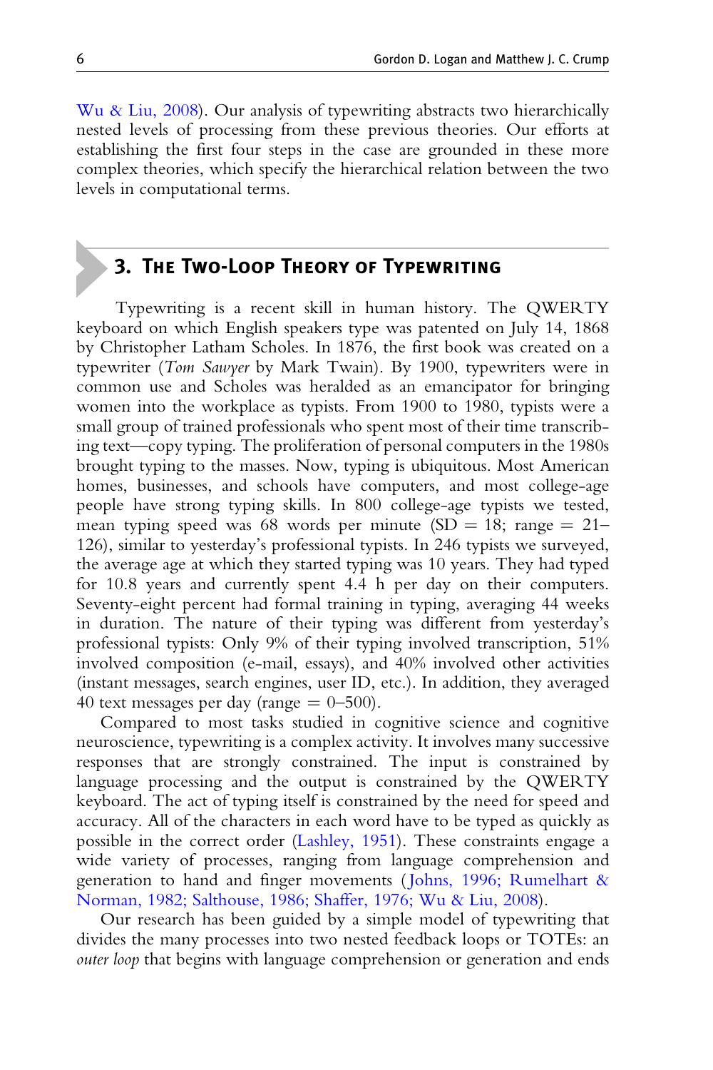Wu & Liu, 2008). Our analysis of typewriting abstracts two hierarchically nested levels of processing from these previous theories. Our efforts at establishing the first four steps in the case are grounded in these more complex theories, which specify the hierarchical relation between the two levels in computational terms.

## 3. The Two-Loop Theory of Typewriting

Typewriting is a recent skill in human history. The QWERTY keyboard on which English speakers type was patented on July 14, 1868 by Christopher Latham Scholes. In 1876, the first book was created on a typewriter (*Tom Sawyer* by Mark Twain). By 1900, typewriters were in common use and Scholes was heralded as an emancipator for bringing women into the workplace as typists. From 1900 to 1980, typists were a small group of trained professionals who spent most of their time transcribing text—copy typing. The proliferation of personal computers in the 1980s brought typing to the masses. Now, typing is ubiquitous. Most American homes, businesses, and schools have computers, and most college-age people have strong typing skills. In 800 college-age typists we tested, mean typing speed was 68 words per minute (SD = 18; range = 21–126), similar to yesterday's professional typists. In 246 typists we surveyed, the average age at which they started typing was 10 years. They had typed for 10.8 years and currently spent 4.4 h per day on their computers. Seventy-eight percent had formal training in typing, averaging 44 weeks in duration. The nature of their typing was different from yesterday's professional typists: Only 9% of their typing involved transcription, 51% involved composition (e-mail, essays), and 40% involved other activities (instant messages, search engines, user ID, etc.). In addition, they averaged 40 text messages per day (range = 0–500).

Compared to most tasks studied in cognitive science and cognitive neuroscience, typewriting is a complex activity. It involves many successive responses that are strongly constrained. The input is constrained by language processing and the output is constrained by the QWERTY keyboard. The act of typing itself is constrained by the need for speed and accuracy. All of the characters in each word have to be typed as quickly as possible in the correct order (Lashley, 1951). These constraints engage a wide variety of processes, ranging from language comprehension and generation to hand and finger movements (Johns, 1996; Rumelhart & Norman, 1982; Salthouse, 1986; Shaffer, 1976; Wu & Liu, 2008).

Our research has been guided by a simple model of typewriting that divides the many processes into two nested feedback loops or TOTEs: an *outer loop* that begins with language comprehension or generation and ends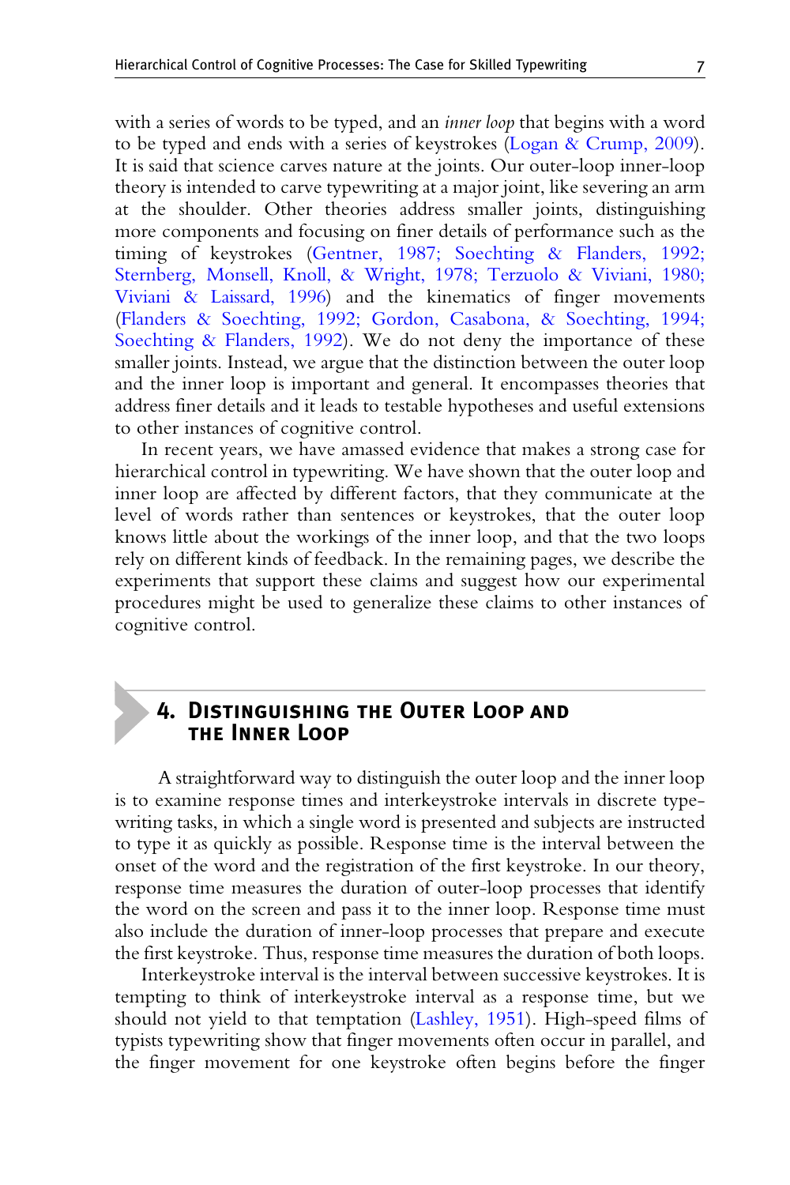with a series of words to be typed, and an *inner loop* that begins with a word to be typed and ends with a series of keystrokes (Logan & Crump, 2009). It is said that science carves nature at the joints. Our outer-loop inner-loop theory is intended to carve typewriting at a major joint, like severing an arm at the shoulder. Other theories address smaller joints, distinguishing more components and focusing on finer details of performance such as the timing of keystrokes (Gentner, 1987; Soechting & Flanders, 1992; Sternberg, Monsell, Knoll, & Wright, 1978; Terzuolo & Viviani, 1980; Viviani & Laissard, 1996) and the kinematics of finger movements (Flanders & Soechting, 1992; Gordon, Casabona, & Soechting, 1994; Soechting & Flanders, 1992). We do not deny the importance of these smaller joints. Instead, we argue that the distinction between the outer loop and the inner loop is important and general. It encompasses theories that address finer details and it leads to testable hypotheses and useful extensions to other instances of cognitive control.

In recent years, we have amassed evidence that makes a strong case for hierarchical control in typewriting. We have shown that the outer loop and inner loop are affected by different factors, that they communicate at the level of words rather than sentences or keystrokes, that the outer loop knows little about the workings of the inner loop, and that the two loops rely on different kinds of feedback. In the remaining pages, we describe the experiments that support these claims and suggest how our experimental procedures might be used to generalize these claims to other instances of cognitive control.

## 4. Distinguishing the Outer Loop and the Inner Loop

A straightforward way to distinguish the outer loop and the inner loop is to examine response times and interkeystroke intervals in discrete typewriting tasks, in which a single word is presented and subjects are instructed to type it as quickly as possible. Response time is the interval between the onset of the word and the registration of the first keystroke. In our theory, response time measures the duration of outer-loop processes that identify the word on the screen and pass it to the inner loop. Response time must also include the duration of inner-loop processes that prepare and execute the first keystroke. Thus, response time measures the duration of both loops.

Interkeystroke interval is the interval between successive keystrokes. It is tempting to think of interkeystroke interval as a response time, but we should not yield to that temptation (Lashley, 1951). High-speed films of typists typewriting show that finger movements often occur in parallel, and the finger movement for one keystroke often begins before the finger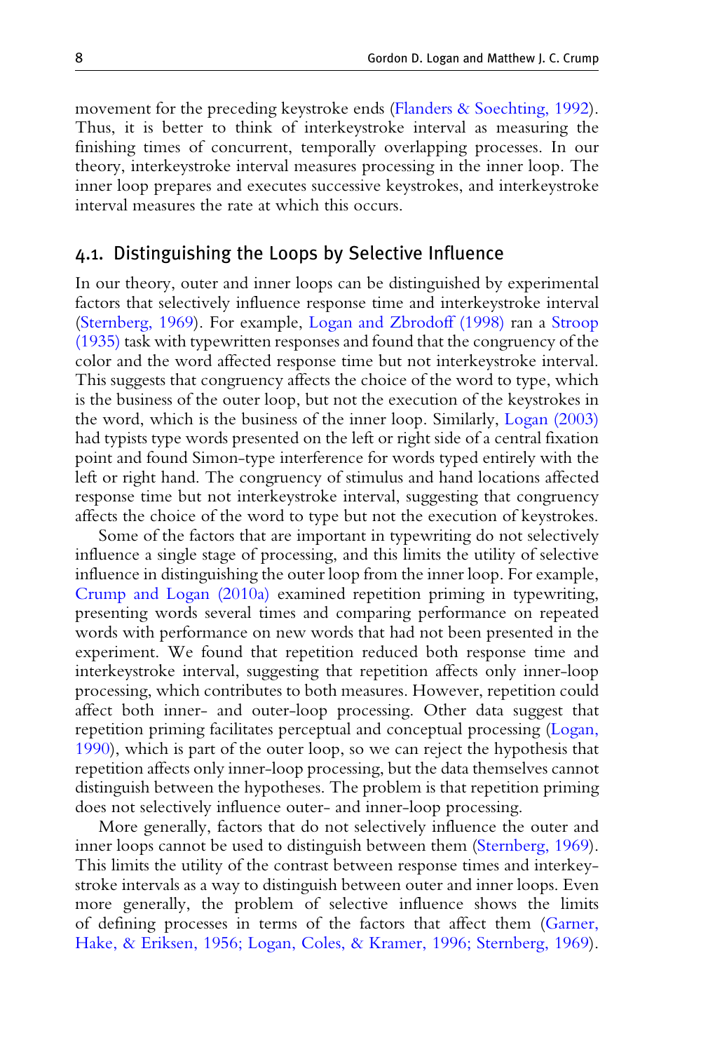movement for the preceding keystroke ends (Flanders & Soechting, 1992). Thus, it is better to think of interkeystroke interval as measuring the finishing times of concurrent, temporally overlapping processes. In our theory, interkeystroke interval measures processing in the inner loop. The inner loop prepares and executes successive keystrokes, and interkeystroke interval measures the rate at which this occurs.

## 4.1. Distinguishing the Loops by Selective Influence

In our theory, outer and inner loops can be distinguished by experimental factors that selectively influence response time and interkeystroke interval (Sternberg, 1969). For example, Logan and Zbrodoff (1998) ran a Stroop (1935) task with typewritten responses and found that the congruency of the color and the word affected response time but not interkeystroke interval. This suggests that congruency affects the choice of the word to type, which is the business of the outer loop, but not the execution of the keystrokes in the word, which is the business of the inner loop. Similarly, Logan (2003) had typists type words presented on the left or right side of a central fixation point and found Simon-type interference for words typed entirely with the left or right hand. The congruency of stimulus and hand locations affected response time but not interkeystroke interval, suggesting that congruency affects the choice of the word to type but not the execution of keystrokes.

Some of the factors that are important in typewriting do not selectively influence a single stage of processing, and this limits the utility of selective influence in distinguishing the outer loop from the inner loop. For example, Crump and Logan (2010a) examined repetition priming in typewriting, presenting words several times and comparing performance on repeated words with performance on new words that had not been presented in the experiment. We found that repetition reduced both response time and interkeystroke interval, suggesting that repetition affects only inner-loop processing, which contributes to both measures. However, repetition could affect both inner- and outer-loop processing. Other data suggest that repetition priming facilitates perceptual and conceptual processing (Logan, 1990), which is part of the outer loop, so we can reject the hypothesis that repetition affects only inner-loop processing, but the data themselves cannot distinguish between the hypotheses. The problem is that repetition priming does not selectively influence outer- and inner-loop processing.

More generally, factors that do not selectively influence the outer and inner loops cannot be used to distinguish between them (Sternberg, 1969). This limits the utility of the contrast between response times and interkeystroke intervals as a way to distinguish between outer and inner loops. Even more generally, the problem of selective influence shows the limits of defining processes in terms of the factors that affect them (Garner, Hake, & Eriksen, 1956; Logan, Coles, & Kramer, 1996; Sternberg, 1969).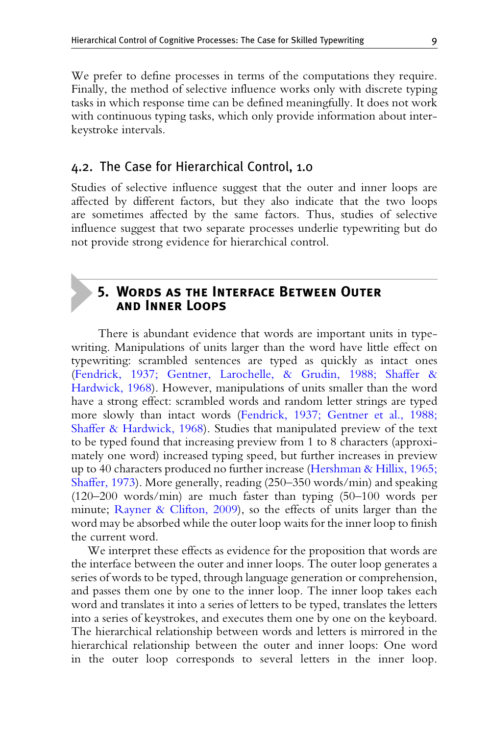We prefer to define processes in terms of the computations they require. Finally, the method of selective influence works only with discrete typing tasks in which response time can be defined meaningfully. It does not work with continuous typing tasks, which only provide information about inter-keystroke intervals.

### 4.2. The Case for Hierarchical Control, 1.0

Studies of selective influence suggest that the outer and inner loops are affected by different factors, but they also indicate that the two loops are sometimes affected by the same factors. Thus, studies of selective influence suggest that two separate processes underlie typewriting but do not provide strong evidence for hierarchical control.

## 5. Words as the Interface Between Outer and Inner Loops

There is abundant evidence that words are important units in typewriting. Manipulations of units larger than the word have little effect on typewriting: scrambled sentences are typed as quickly as intact ones (Fendrick, 1937; Gentner, Larochelle, & Grudin, 1988; Shaffer & Hardwick, 1968). However, manipulations of units smaller than the word have a strong effect: scrambled words and random letter strings are typed more slowly than intact words (Fendrick, 1937; Gentner et al., 1988; Shaffer & Hardwick, 1968). Studies that manipulated preview of the text to be typed found that increasing preview from 1 to 8 characters (approximately one word) increased typing speed, but further increases in preview up to 40 characters produced no further increase (Hershman & Hillix, 1965; Shaffer, 1973). More generally, reading (250–350 words/min) and speaking (120–200 words/min) are much faster than typing (50–100 words per minute; Rayner & Clifton, 2009), so the effects of units larger than the word may be absorbed while the outer loop waits for the inner loop to finish the current word.

We interpret these effects as evidence for the proposition that words are the interface between the outer and inner loops. The outer loop generates a series of words to be typed, through language generation or comprehension, and passes them one by one to the inner loop. The inner loop takes each word and translates it into a series of letters to be typed, translates the letters into a series of keystrokes, and executes them one by one on the keyboard. The hierarchical relationship between words and letters is mirrored in the hierarchical relationship between the outer and inner loops: One word in the outer loop corresponds to several letters in the inner loop.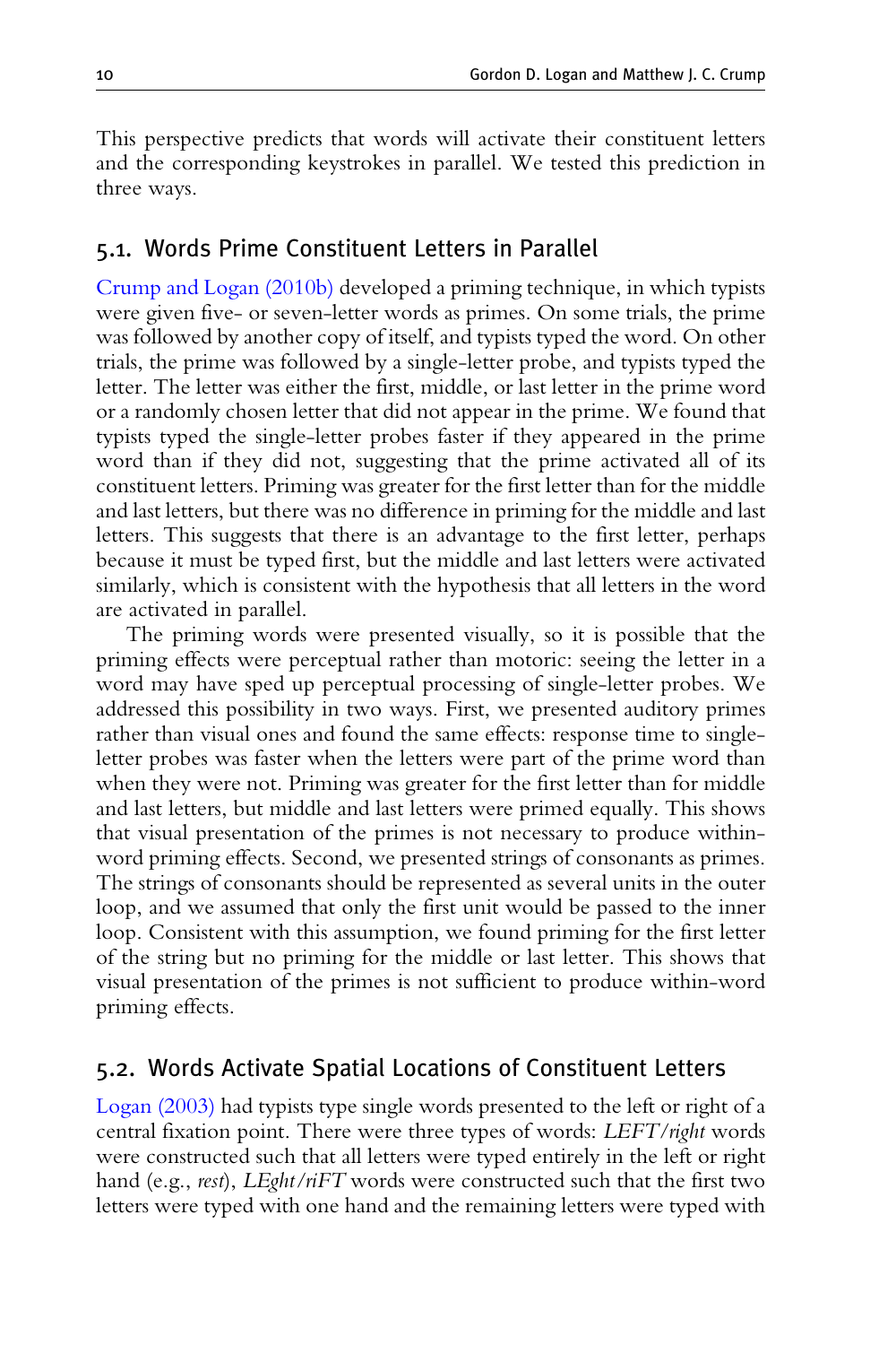This perspective predicts that words will activate their constituent letters and the corresponding keystrokes in parallel. We tested this prediction in three ways.

## 5.1. Words Prime Constituent Letters in Parallel

Crump and Logan (2010b) developed a priming technique, in which typists were given five- or seven-letter words as primes. On some trials, the prime was followed by another copy of itself, and typists typed the word. On other trials, the prime was followed by a single-letter probe, and typists typed the letter. The letter was either the first, middle, or last letter in the prime word or a randomly chosen letter that did not appear in the prime. We found that typists typed the single-letter probes faster if they appeared in the prime word than if they did not, suggesting that the prime activated all of its constituent letters. Priming was greater for the first letter than for the middle and last letters, but there was no difference in priming for the middle and last letters. This suggests that there is an advantage to the first letter, perhaps because it must be typed first, but the middle and last letters were activated similarly, which is consistent with the hypothesis that all letters in the word are activated in parallel.

The priming words were presented visually, so it is possible that the priming effects were perceptual rather than motoric: seeing the letter in a word may have sped up perceptual processing of single-letter probes. We addressed this possibility in two ways. First, we presented auditory primes rather than visual ones and found the same effects: response time to single-letter probes was faster when the letters were part of the prime word than when they were not. Priming was greater for the first letter than for middle and last letters, but middle and last letters were primed equally. This shows that visual presentation of the primes is not necessary to produce within-word priming effects. Second, we presented strings of consonants as primes. The strings of consonants should be represented as several units in the outer loop, and we assumed that only the first unit would be passed to the inner loop. Consistent with this assumption, we found priming for the first letter of the string but no priming for the middle or last letter. This shows that visual presentation of the primes is not sufficient to produce within-word priming effects.

## 5.2. Words Activate Spatial Locations of Constituent Letters

Logan (2003) had typists type single words presented to the left or right of a central fixation point. There were three types of words: *LEFT/right* words were constructed such that all letters were typed entirely in the left or right hand (e.g., *rest*), *LEght/riFT* words were constructed such that the first two letters were typed with one hand and the remaining letters were typed with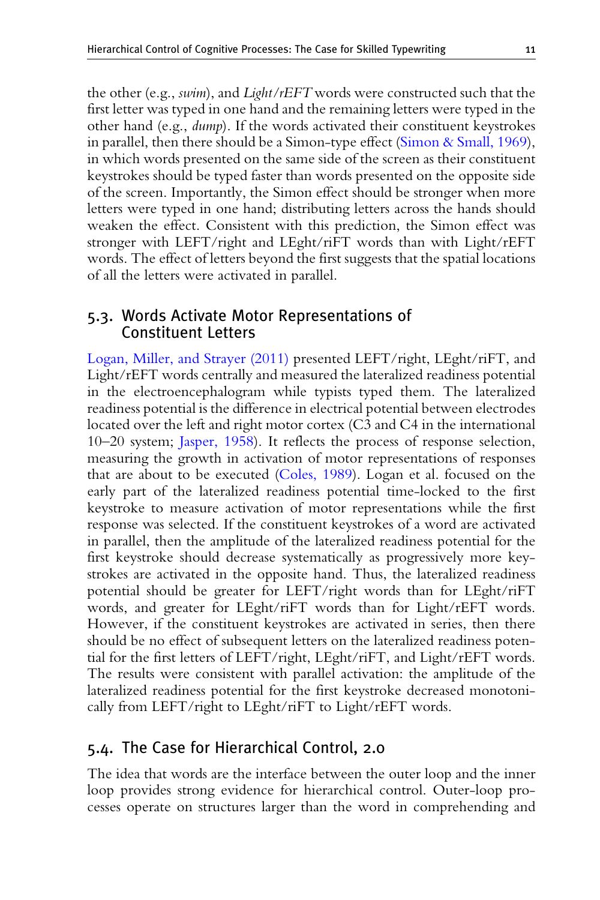the other (e.g., *swim*), and *Light/rEFT* words were constructed such that the first letter was typed in one hand and the remaining letters were typed in the other hand (e.g., *dump*). If the words activated their constituent keystrokes in parallel, then there should be a Simon-type effect (Simon & Small, 1969), in which words presented on the same side of the screen as their constituent keystrokes should be typed faster than words presented on the opposite side of the screen. Importantly, the Simon effect should be stronger when more letters were typed in one hand; distributing letters across the hands should weaken the effect. Consistent with this prediction, the Simon effect was stronger with LEFT/right and LEght/riFT words than with Light/rEFT words. The effect of letters beyond the first suggests that the spatial locations of all the letters were activated in parallel.

## 5.3. Words Activate Motor Representations of Constituent Letters

Logan, Miller, and Strayer (2011) presented LEFT/right, LEght/riFT, and Light/rEFT words centrally and measured the lateralized readiness potential in the electroencephalogram while typists typed them. The lateralized readiness potential is the difference in electrical potential between electrodes located over the left and right motor cortex (C3 and C4 in the international 10–20 system; Jasper, 1958). It reflects the process of response selection, measuring the growth in activation of motor representations of responses that are about to be executed (Coles, 1989). Logan et al. focused on the early part of the lateralized readiness potential time-locked to the first keystroke to measure activation of motor representations while the first response was selected. If the constituent keystrokes of a word are activated in parallel, then the amplitude of the lateralized readiness potential for the first keystroke should decrease systematically as progressively more keystrokes are activated in the opposite hand. Thus, the lateralized readiness potential should be greater for LEFT/right words than for LEght/riFT words, and greater for LEght/riFT words than for Light/rEFT words. However, if the constituent keystrokes are activated in series, then there should be no effect of subsequent letters on the lateralized readiness potential for the first letters of LEFT/right, LEght/riFT, and Light/rEFT words. The results were consistent with parallel activation: the amplitude of the lateralized readiness potential for the first keystroke decreased monotonically from LEFT/right to LEght/riFT to Light/rEFT words.

## 5.4. The Case for Hierarchical Control, 2.0

The idea that words are the interface between the outer loop and the inner loop provides strong evidence for hierarchical control. Outer-loop processes operate on structures larger than the word in comprehending and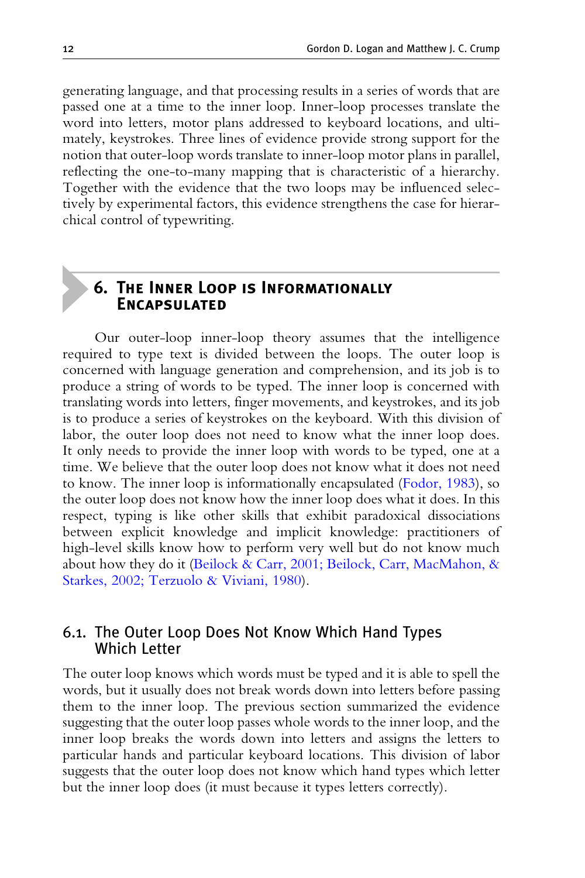generating language, and that processing results in a series of words that are passed one at a time to the inner loop. Inner-loop processes translate the word into letters, motor plans addressed to keyboard locations, and ultimately, keystrokes. Three lines of evidence provide strong support for the notion that outer-loop words translate to inner-loop motor plans in parallel, reflecting the one-to-many mapping that is characteristic of a hierarchy. Together with the evidence that the two loops may be influenced selectively by experimental factors, this evidence strengthens the case for hierarchical control of typewriting.

## 6. The Inner Loop is Informationally Encapsulated

Our outer-loop inner-loop theory assumes that the intelligence required to type text is divided between the loops. The outer loop is concerned with language generation and comprehension, and its job is to produce a string of words to be typed. The inner loop is concerned with translating words into letters, finger movements, and keystrokes, and its job is to produce a series of keystrokes on the keyboard. With this division of labor, the outer loop does not need to know what the inner loop does. It only needs to provide the inner loop with words to be typed, one at a time. We believe that the outer loop does not know what it does not need to know. The inner loop is informationally encapsulated (Fodor, 1983), so the outer loop does not know how the inner loop does what it does. In this respect, typing is like other skills that exhibit paradoxical dissociations between explicit knowledge and implicit knowledge: practitioners of high-level skills know how to perform very well but do not know much about how they do it (Beilock & Carr, 2001; Beilock, Carr, MacMahon, & Starkes, 2002; Terzuolo & Viviani, 1980).

### 6.1. The Outer Loop Does Not Know Which Hand Types Which Letter

The outer loop knows which words must be typed and it is able to spell the words, but it usually does not break words down into letters before passing them to the inner loop. The previous section summarized the evidence suggesting that the outer loop passes whole words to the inner loop, and the inner loop breaks the words down into letters and assigns the letters to particular hands and particular keyboard locations. This division of labor suggests that the outer loop does not know which hand types which letter but the inner loop does (it must because it types letters correctly).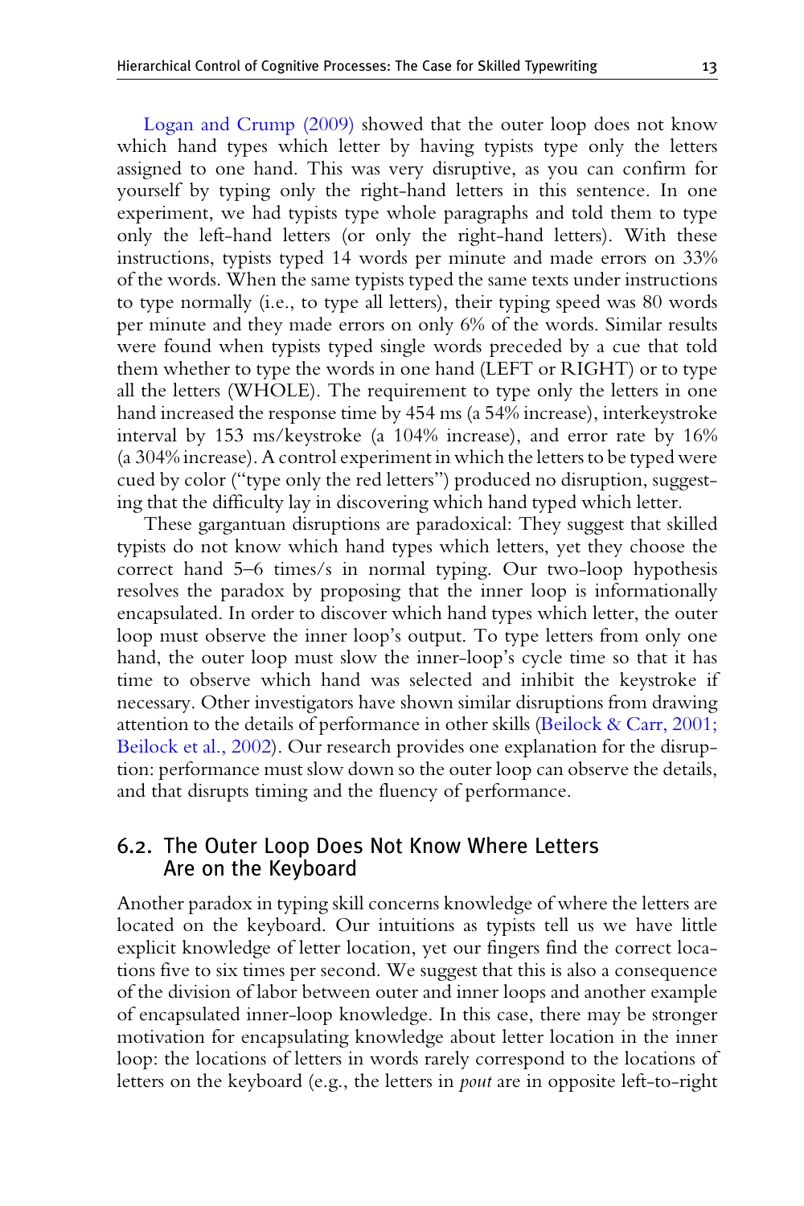Logan and Crump (2009) showed that the outer loop does not know which hand types which letter by having typists type only the letters assigned to one hand. This was very disruptive, as you can confirm for yourself by typing only the right-hand letters in this sentence. In one experiment, we had typists type whole paragraphs and told them to type only the left-hand letters (or only the right-hand letters). With these instructions, typists typed 14 words per minute and made errors on 33% of the words. When the same typists typed the same texts under instructions to type normally (i.e., to type all letters), their typing speed was 80 words per minute and they made errors on only 6% of the words. Similar results were found when typists typed single words preceded by a cue that told them whether to type the words in one hand (LEFT or RIGHT) or to type all the letters (WHOLE). The requirement to type only the letters in one hand increased the response time by 454 ms (a 54% increase), interkeystroke interval by 153 ms/keystroke (a 104% increase), and error rate by 16% (a 304% increase). A control experiment in which the letters to be typed were cued by color ("type only the red letters") produced no disruption, suggesting that the difficulty lay in discovering which hand typed which letter.

These gargantuan disruptions are paradoxical: They suggest that skilled typists do not know which hand types which letters, yet they choose the correct hand 5–6 times/s in normal typing. Our two-loop hypothesis resolves the paradox by proposing that the inner loop is informationally encapsulated. In order to discover which hand types which letter, the outer loop must observe the inner loop's output. To type letters from only one hand, the outer loop must slow the inner-loop's cycle time so that it has time to observe which hand was selected and inhibit the keystroke if necessary. Other investigators have shown similar disruptions from drawing attention to the details of performance in other skills (Beilock & Carr, 2001; Beilock et al., 2002). Our research provides one explanation for the disruption: performance must slow down so the outer loop can observe the details, and that disrupts timing and the fluency of performance.

## 6.2. The Outer Loop Does Not Know Where Letters Are on the Keyboard

Another paradox in typing skill concerns knowledge of where the letters are located on the keyboard. Our intuitions as typists tell us we have little explicit knowledge of letter location, yet our fingers find the correct locations five to six times per second. We suggest that this is also a consequence of the division of labor between outer and inner loops and another example of encapsulated inner-loop knowledge. In this case, there may be stronger motivation for encapsulating knowledge about letter location in the inner loop: the locations of letters in words rarely correspond to the locations of letters on the keyboard (e.g., the letters in *pout* are in opposite left-to-right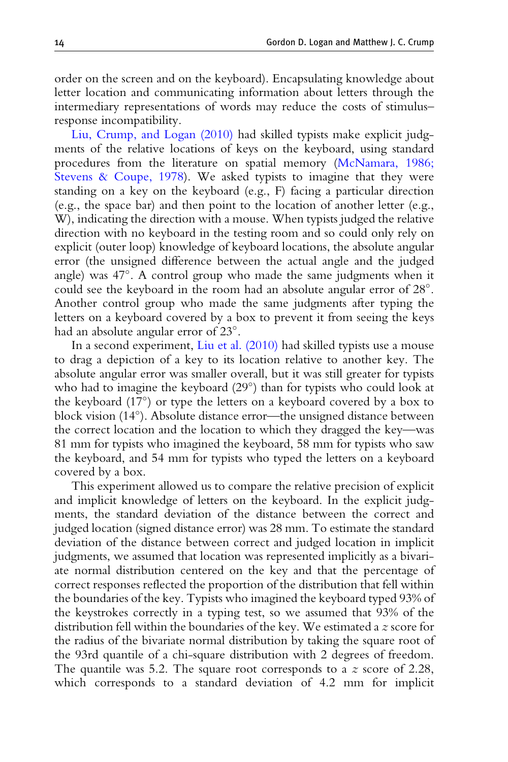order on the screen and on the keyboard). Encapsulating knowledge about letter location and communicating information about letters through the intermediary representations of words may reduce the costs of stimulus–response incompatibility.

Liu, Crump, and Logan (2010) had skilled typists make explicit judgments of the relative locations of keys on the keyboard, using standard procedures from the literature on spatial memory (McNamara, 1986; Stevens & Coupe, 1978). We asked typists to imagine that they were standing on a key on the keyboard (e.g., F) facing a particular direction (e.g., the space bar) and then point to the location of another letter (e.g., W), indicating the direction with a mouse. When typists judged the relative direction with no keyboard in the testing room and so could only rely on explicit (outer loop) knowledge of keyboard locations, the absolute angular error (the unsigned difference between the actual angle and the judged angle) was 47°. A control group who made the same judgments when it could see the keyboard in the room had an absolute angular error of 28°. Another control group who made the same judgments after typing the letters on a keyboard covered by a box to prevent it from seeing the keys had an absolute angular error of 23°.

In a second experiment, Liu et al. (2010) had skilled typists use a mouse to drag a depiction of a key to its location relative to another key. The absolute angular error was smaller overall, but it was still greater for typists who had to imagine the keyboard (29°) than for typists who could look at the keyboard (17°) or type the letters on a keyboard covered by a box to block vision (14°). Absolute distance error—the unsigned distance between the correct location and the location to which they dragged the key—was 81 mm for typists who imagined the keyboard, 58 mm for typists who saw the keyboard, and 54 mm for typists who typed the letters on a keyboard covered by a box.

This experiment allowed us to compare the relative precision of explicit and implicit knowledge of letters on the keyboard. In the explicit judgments, the standard deviation of the distance between the correct and judged location (signed distance error) was 28 mm. To estimate the standard deviation of the distance between correct and judged location in implicit judgments, we assumed that location was represented implicitly as a bivariate normal distribution centered on the key and that the percentage of correct responses reflected the proportion of the distribution that fell within the boundaries of the key. Typists who imagined the keyboard typed 93% of the keystrokes correctly in a typing test, so we assumed that 93% of the distribution fell within the boundaries of the key. We estimated a $z$ score for the radius of the bivariate normal distribution by taking the square root of the 93rd quantile of a chi-square distribution with 2 degrees of freedom. The quantile was 5.2. The square root corresponds to a $z$ score of 2.28, which corresponds to a standard deviation of 4.2 mm for implicit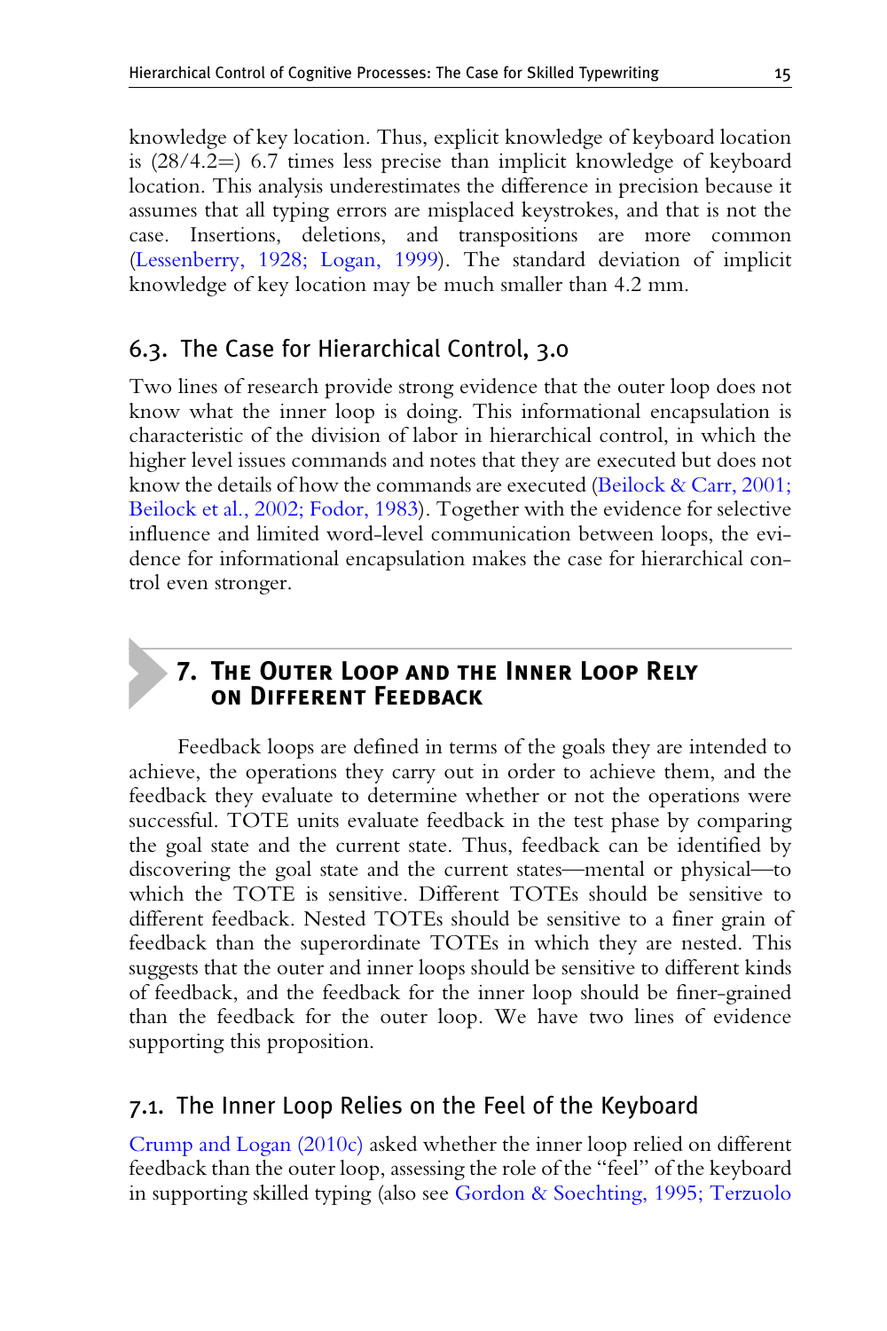knowledge of key location. Thus, explicit knowledge of keyboard location is (28/4.2=) 6.7 times less precise than implicit knowledge of keyboard location. This analysis underestimates the difference in precision because it assumes that all typing errors are misplaced keystrokes, and that is not the case. Insertions, deletions, and transpositions are more common (Lessenberry, 1928; Logan, 1999). The standard deviation of implicit knowledge of key location may be much smaller than 4.2 mm.

### 6.3. The Case for Hierarchical Control, 3.0

Two lines of research provide strong evidence that the outer loop does not know what the inner loop is doing. This informational encapsulation is characteristic of the division of labor in hierarchical control, in which the higher level issues commands and notes that they are executed but does not know the details of how the commands are executed (Beilock & Carr, 2001; Beilock et al., 2002; Fodor, 1983). Together with the evidence for selective influence and limited word-level communication between loops, the evidence for informational encapsulation makes the case for hierarchical control even stronger.

## 7. The Outer Loop and the Inner Loop Rely on Different Feedback

Feedback loops are defined in terms of the goals they are intended to achieve, the operations they carry out in order to achieve them, and the feedback they evaluate to determine whether or not the operations were successful. TOTE units evaluate feedback in the test phase by comparing the goal state and the current state. Thus, feedback can be identified by discovering the goal state and the current states—mental or physical—to which the TOTE is sensitive. Different TOTEs should be sensitive to different feedback. Nested TOTEs should be sensitive to a finer grain of feedback than the superordinate TOTEs in which they are nested. This suggests that the outer and inner loops should be sensitive to different kinds of feedback, and the feedback for the inner loop should be finer-grained than the feedback for the outer loop. We have two lines of evidence supporting this proposition.

### 7.1. The Inner Loop Relies on the Feel of the Keyboard

Crump and Logan (2010c) asked whether the inner loop relied on different feedback than the outer loop, assessing the role of the "feel" of the keyboard in supporting skilled typing (also see Gordon & Soechting, 1995; Terzuolo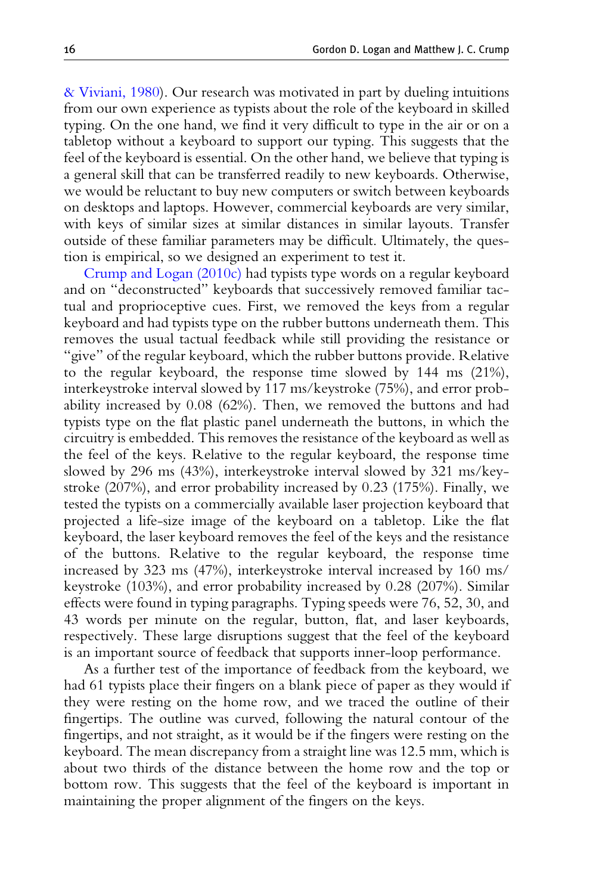& Viviani, 1980). Our research was motivated in part by dueling intuitions from our own experience as typists about the role of the keyboard in skilled typing. On the one hand, we find it very difficult to type in the air or on a tabletop without a keyboard to support our typing. This suggests that the feel of the keyboard is essential. On the other hand, we believe that typing is a general skill that can be transferred readily to new keyboards. Otherwise, we would be reluctant to buy new computers or switch between keyboards on desktops and laptops. However, commercial keyboards are very similar, with keys of similar sizes at similar distances in similar layouts. Transfer outside of these familiar parameters may be difficult. Ultimately, the question is empirical, so we designed an experiment to test it.

Crump and Logan (2010c) had typists type words on a regular keyboard and on "deconstructed" keyboards that successively removed familiar tactual and proprioceptive cues. First, we removed the keys from a regular keyboard and had typists type on the rubber buttons underneath them. This removes the usual tactual feedback while still providing the resistance or "give" of the regular keyboard, which the rubber buttons provide. Relative to the regular keyboard, the response time slowed by 144 ms (21%), interkeystroke interval slowed by 117 ms/keystroke (75%), and error probability increased by 0.08 (62%). Then, we removed the buttons and had typists type on the flat plastic panel underneath the buttons, in which the circuitry is embedded. This removes the resistance of the keyboard as well as the feel of the keys. Relative to the regular keyboard, the response time slowed by 296 ms (43%), interkeystroke interval slowed by 321 ms/keystroke (207%), and error probability increased by 0.23 (175%). Finally, we tested the typists on a commercially available laser projection keyboard that projected a life-size image of the keyboard on a tabletop. Like the flat keyboard, the laser keyboard removes the feel of the keys and the resistance of the buttons. Relative to the regular keyboard, the response time increased by 323 ms (47%), interkeystroke interval increased by 160 ms/keystroke (103%), and error probability increased by 0.28 (207%). Similar effects were found in typing paragraphs. Typing speeds were 76, 52, 30, and 43 words per minute on the regular, button, flat, and laser keyboards, respectively. These large disruptions suggest that the feel of the keyboard is an important source of feedback that supports inner-loop performance.

As a further test of the importance of feedback from the keyboard, we had 61 typists place their fingers on a blank piece of paper as they would if they were resting on the home row, and we traced the outline of their fingertips. The outline was curved, following the natural contour of the fingertips, and not straight, as it would be if the fingers were resting on the keyboard. The mean discrepancy from a straight line was 12.5 mm, which is about two thirds of the distance between the home row and the top or bottom row. This suggests that the feel of the keyboard is important in maintaining the proper alignment of the fingers on the keys.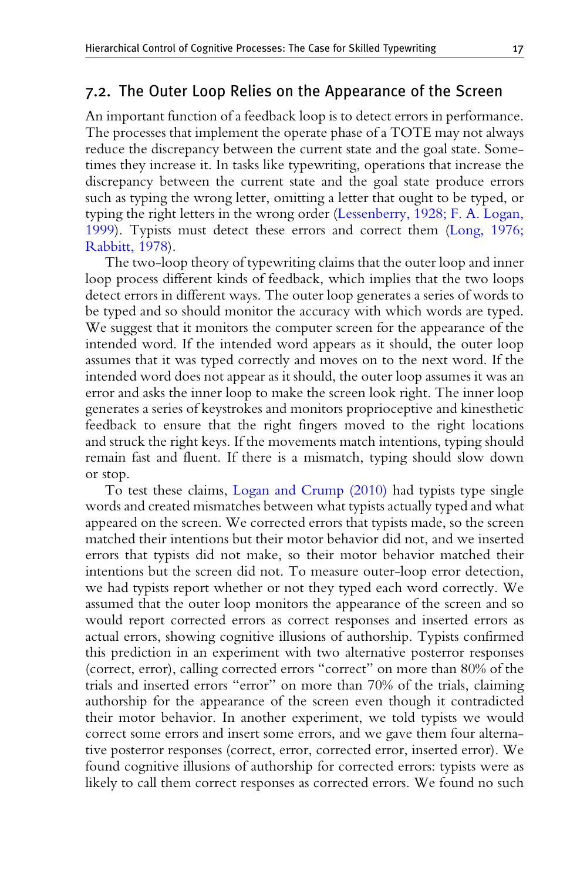## 7.2. The Outer Loop Relies on the Appearance of the Screen

An important function of a feedback loop is to detect errors in performance. The processes that implement the operate phase of a TOTE may not always reduce the discrepancy between the current state and the goal state. Sometimes they increase it. In tasks like typewriting, operations that increase the discrepancy between the current state and the goal state produce errors such as typing the wrong letter, omitting a letter that ought to be typed, or typing the right letters in the wrong order (Lessenberry, 1928; F. A. Logan, 1999). Typists must detect these errors and correct them (Long, 1976; Rabbitt, 1978).

The two-loop theory of typewriting claims that the outer loop and inner loop process different kinds of feedback, which implies that the two loops detect errors in different ways. The outer loop generates a series of words to be typed and so should monitor the accuracy with which words are typed. We suggest that it monitors the computer screen for the appearance of the intended word. If the intended word appears as it should, the outer loop assumes that it was typed correctly and moves on to the next word. If the intended word does not appear as it should, the outer loop assumes it was an error and asks the inner loop to make the screen look right. The inner loop generates a series of keystrokes and monitors proprioceptive and kinesthetic feedback to ensure that the right fingers moved to the right locations and struck the right keys. If the movements match intentions, typing should remain fast and fluent. If there is a mismatch, typing should slow down or stop.

To test these claims, Logan and Crump (2010) had typists type single words and created mismatches between what typists actually typed and what appeared on the screen. We corrected errors that typists made, so the screen matched their intentions but their motor behavior did not, and we inserted errors that typists did not make, so their motor behavior matched their intentions but the screen did not. To measure outer-loop error detection, we had typists report whether or not they typed each word correctly. We assumed that the outer loop monitors the appearance of the screen and so would report corrected errors as correct responses and inserted errors as actual errors, showing cognitive illusions of authorship. Typists confirmed this prediction in an experiment with two alternative posterror responses (correct, error), calling corrected errors "correct" on more than 80% of the trials and inserted errors "error" on more than 70% of the trials, claiming authorship for the appearance of the screen even though it contradicted their motor behavior. In another experiment, we told typists we would correct some errors and insert some errors, and we gave them four alternative posterror responses (correct, error, corrected error, inserted error). We found cognitive illusions of authorship for corrected errors: typists were as likely to call them correct responses as corrected errors. We found no such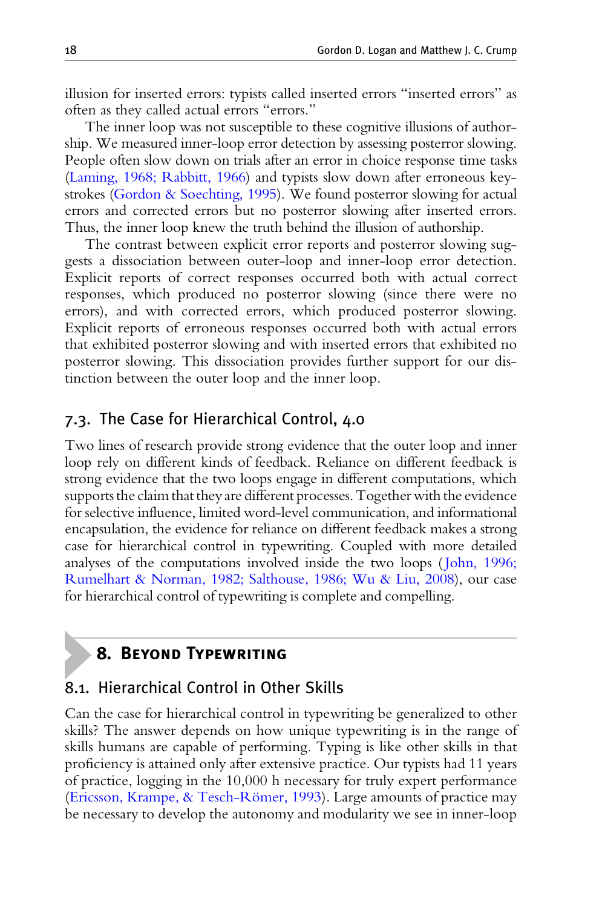illusion for inserted errors: typists called inserted errors "inserted errors" as often as they called actual errors "errors."

The inner loop was not susceptible to these cognitive illusions of authorship. We measured inner-loop error detection by assessing posterror slowing. People often slow down on trials after an error in choice response time tasks (Laming, 1968; Rabbitt, 1966) and typists slow down after erroneous keystrokes (Gordon & Soechting, 1995). We found posterror slowing for actual errors and corrected errors but no posterror slowing after inserted errors. Thus, the inner loop knew the truth behind the illusion of authorship.

The contrast between explicit error reports and posterror slowing suggests a dissociation between outer-loop and inner-loop error detection. Explicit reports of correct responses occurred both with actual correct responses, which produced no posterror slowing (since there were no errors), and with corrected errors, which produced posterror slowing. Explicit reports of erroneous responses occurred both with actual errors that exhibited posterror slowing and with inserted errors that exhibited no posterror slowing. This dissociation provides further support for our distinction between the outer loop and the inner loop.

### 7.3. The Case for Hierarchical Control, 4.0

Two lines of research provide strong evidence that the outer loop and inner loop rely on different kinds of feedback. Reliance on different feedback is strong evidence that the two loops engage in different computations, which supports the claim that they are different processes. Together with the evidence for selective influence, limited word-level communication, and informational encapsulation, the evidence for reliance on different feedback makes a strong case for hierarchical control in typewriting. Coupled with more detailed analyses of the computations involved inside the two loops (John, 1996; Rumelhart & Norman, 1982; Salthouse, 1986; Wu & Liu, 2008), our case for hierarchical control of typewriting is complete and compelling.

## 8. Beyond Typewriting

### 8.1. Hierarchical Control in Other Skills

Can the case for hierarchical control in typewriting be generalized to other skills? The answer depends on how unique typewriting is in the range of skills humans are capable of performing. Typing is like other skills in that proficiency is attained only after extensive practice. Our typists had 11 years of practice, logging in the 10,000 h necessary for truly expert performance (Ericsson, Krampe, & Tesch-Römer, 1993). Large amounts of practice may be necessary to develop the autonomy and modularity we see in inner-loop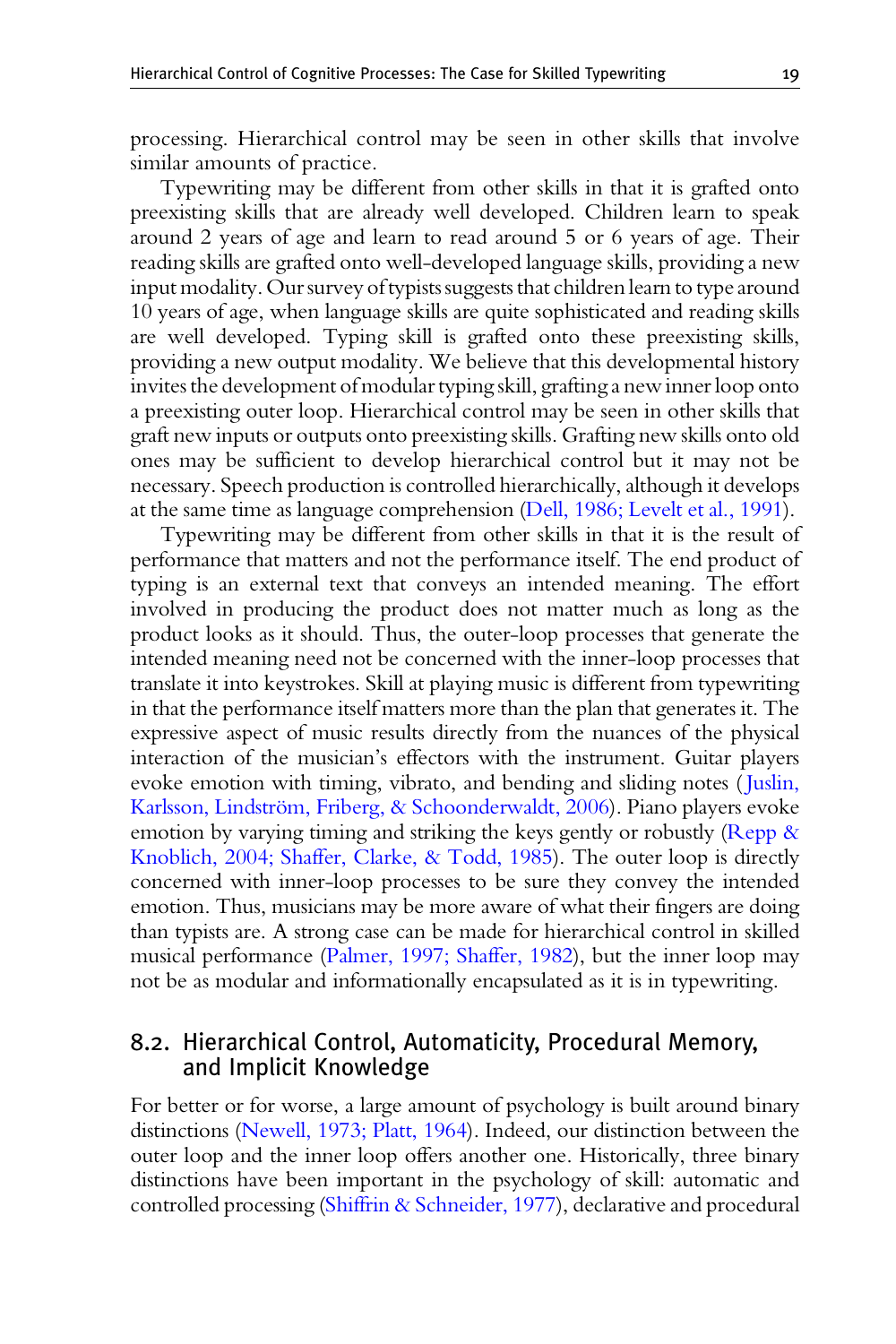processing. Hierarchical control may be seen in other skills that involve similar amounts of practice.

Typewriting may be different from other skills in that it is grafted onto preexisting skills that are already well developed. Children learn to speak around 2 years of age and learn to read around 5 or 6 years of age. Their reading skills are grafted onto well-developed language skills, providing a new input modality. Our survey of typists suggests that children learn to type around 10 years of age, when language skills are quite sophisticated and reading skills are well developed. Typing skill is grafted onto these preexisting skills, providing a new output modality. We believe that this developmental history invites the development of modular typing skill, grafting a new inner loop onto a preexisting outer loop. Hierarchical control may be seen in other skills that graft new inputs or outputs onto preexisting skills. Grafting new skills onto old ones may be sufficient to develop hierarchical control but it may not be necessary. Speech production is controlled hierarchically, although it develops at the same time as language comprehension (Dell, 1986; Levelt et al., 1991).

Typewriting may be different from other skills in that it is the result of performance that matters and not the performance itself. The end product of typing is an external text that conveys an intended meaning. The effort involved in producing the product does not matter much as long as the product looks as it should. Thus, the outer-loop processes that generate the intended meaning need not be concerned with the inner-loop processes that translate it into keystrokes. Skill at playing music is different from typewriting in that the performance itself matters more than the plan that generates it. The expressive aspect of music results directly from the nuances of the physical interaction of the musician's effectors with the instrument. Guitar players evoke emotion with timing, vibrato, and bending and sliding notes (Juslin, Karlsson, Lindström, Friberg, & Schoonderwaldt, 2006). Piano players evoke emotion by varying timing and striking the keys gently or robustly (Repp & Knoblich, 2004; Shaffer, Clarke, & Todd, 1985). The outer loop is directly concerned with inner-loop processes to be sure they convey the intended emotion. Thus, musicians may be more aware of what their fingers are doing than typists are. A strong case can be made for hierarchical control in skilled musical performance (Palmer, 1997; Shaffer, 1982), but the inner loop may not be as modular and informationally encapsulated as it is in typewriting.

## 8.2. Hierarchical Control, Automaticity, Procedural Memory, and Implicit Knowledge

For better or for worse, a large amount of psychology is built around binary distinctions (Newell, 1973; Platt, 1964). Indeed, our distinction between the outer loop and the inner loop offers another one. Historically, three binary distinctions have been important in the psychology of skill: automatic and controlled processing (Shiffrin & Schneider, 1977), declarative and procedural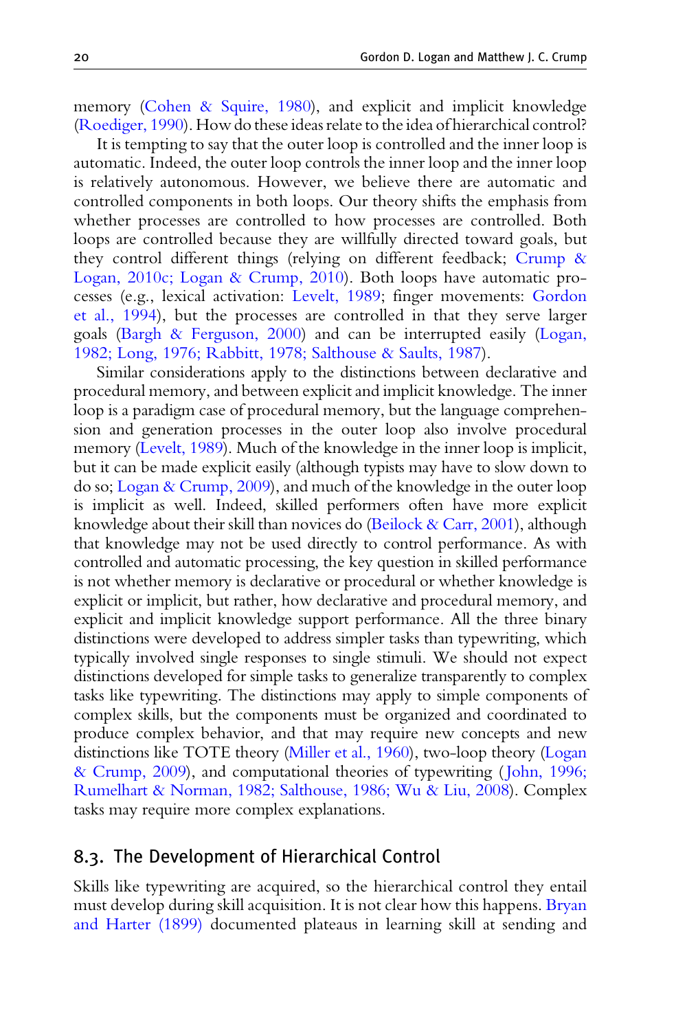memory (Cohen & Squire, 1980), and explicit and implicit knowledge (Roediger, 1990). How do these ideas relate to the idea of hierarchical control?

It is tempting to say that the outer loop is controlled and the inner loop is automatic. Indeed, the outer loop controls the inner loop and the inner loop is relatively autonomous. However, we believe there are automatic and controlled components in both loops. Our theory shifts the emphasis from whether processes are controlled to how processes are controlled. Both loops are controlled because they are willfully directed toward goals, but they control different things (relying on different feedback; Crump & Logan, 2010c; Logan & Crump, 2010). Both loops have automatic processes (e.g., lexical activation: Levelt, 1989; finger movements: Gordon et al., 1994), but the processes are controlled in that they serve larger goals (Bargh & Ferguson, 2000) and can be interrupted easily (Logan, 1982; Long, 1976; Rabbitt, 1978; Salthouse & Saults, 1987).

Similar considerations apply to the distinctions between declarative and procedural memory, and between explicit and implicit knowledge. The inner loop is a paradigm case of procedural memory, but the language comprehension and generation processes in the outer loop also involve procedural memory (Levelt, 1989). Much of the knowledge in the inner loop is implicit, but it can be made explicit easily (although typists may have to slow down to do so; Logan & Crump, 2009), and much of the knowledge in the outer loop is implicit as well. Indeed, skilled performers often have more explicit knowledge about their skill than novices do (Beilock & Carr, 2001), although that knowledge may not be used directly to control performance. As with controlled and automatic processing, the key question in skilled performance is not whether memory is declarative or procedural or whether knowledge is explicit or implicit, but rather, how declarative and procedural memory, and explicit and implicit knowledge support performance. All the three binary distinctions were developed to address simpler tasks than typewriting, which typically involved single responses to single stimuli. We should not expect distinctions developed for simple tasks to generalize transparently to complex tasks like typewriting. The distinctions may apply to simple components of complex skills, but the components must be organized and coordinated to produce complex behavior, and that may require new concepts and new distinctions like TOTE theory (Miller et al., 1960), two-loop theory (Logan & Crump, 2009), and computational theories of typewriting (John, 1996; Rumelhart & Norman, 1982; Salthouse, 1986; Wu & Liu, 2008). Complex tasks may require more complex explanations.

## 8.3. The Development of Hierarchical Control

Skills like typewriting are acquired, so the hierarchical control they entail must develop during skill acquisition. It is not clear how this happens. Bryan and Harter (1899) documented plateaus in learning skill at sending and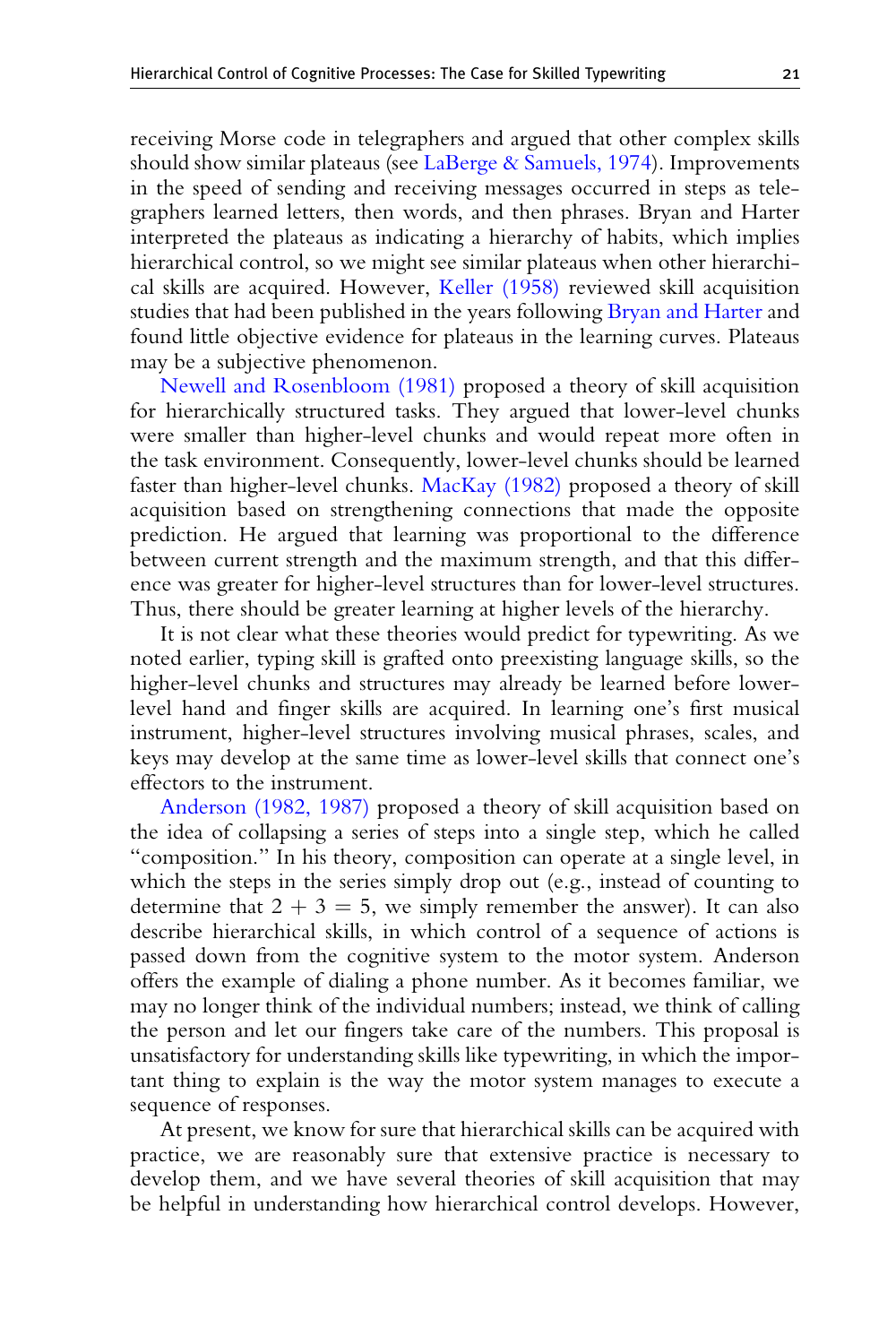receiving Morse code in telegraphers and argued that other complex skills should show similar plateaus (see LaBerge & Samuels, 1974). Improvements in the speed of sending and receiving messages occurred in steps as telegraphers learned letters, then words, and then phrases. Bryan and Harter interpreted the plateaus as indicating a hierarchy of habits, which implies hierarchical control, so we might see similar plateaus when other hierarchical skills are acquired. However, Keller (1958) reviewed skill acquisition studies that had been published in the years following Bryan and Harter and found little objective evidence for plateaus in the learning curves. Plateaus may be a subjective phenomenon.

Newell and Rosenbloom (1981) proposed a theory of skill acquisition for hierarchically structured tasks. They argued that lower-level chunks were smaller than higher-level chunks and would repeat more often in the task environment. Consequently, lower-level chunks should be learned faster than higher-level chunks. MacKay (1982) proposed a theory of skill acquisition based on strengthening connections that made the opposite prediction. He argued that learning was proportional to the difference between current strength and the maximum strength, and that this difference was greater for higher-level structures than for lower-level structures. Thus, there should be greater learning at higher levels of the hierarchy.

It is not clear what these theories would predict for typewriting. As we noted earlier, typing skill is grafted onto preexisting language skills, so the higher-level chunks and structures may already be learned before lower-level hand and finger skills are acquired. In learning one's first musical instrument, higher-level structures involving musical phrases, scales, and keys may develop at the same time as lower-level skills that connect one's effectors to the instrument.

Anderson (1982, 1987) proposed a theory of skill acquisition based on the idea of collapsing a series of steps into a single step, which he called "composition." In his theory, composition can operate at a single level, in which the steps in the series simply drop out (e.g., instead of counting to determine that $2 + 3 = 5$, we simply remember the answer). It can also describe hierarchical skills, in which control of a sequence of actions is passed down from the cognitive system to the motor system. Anderson offers the example of dialing a phone number. As it becomes familiar, we may no longer think of the individual numbers; instead, we think of calling the person and let our fingers take care of the numbers. This proposal is unsatisfactory for understanding skills like typewriting, in which the important thing to explain is the way the motor system manages to execute a sequence of responses.

At present, we know for sure that hierarchical skills can be acquired with practice, we are reasonably sure that extensive practice is necessary to develop them, and we have several theories of skill acquisition that may be helpful in understanding how hierarchical control develops. However,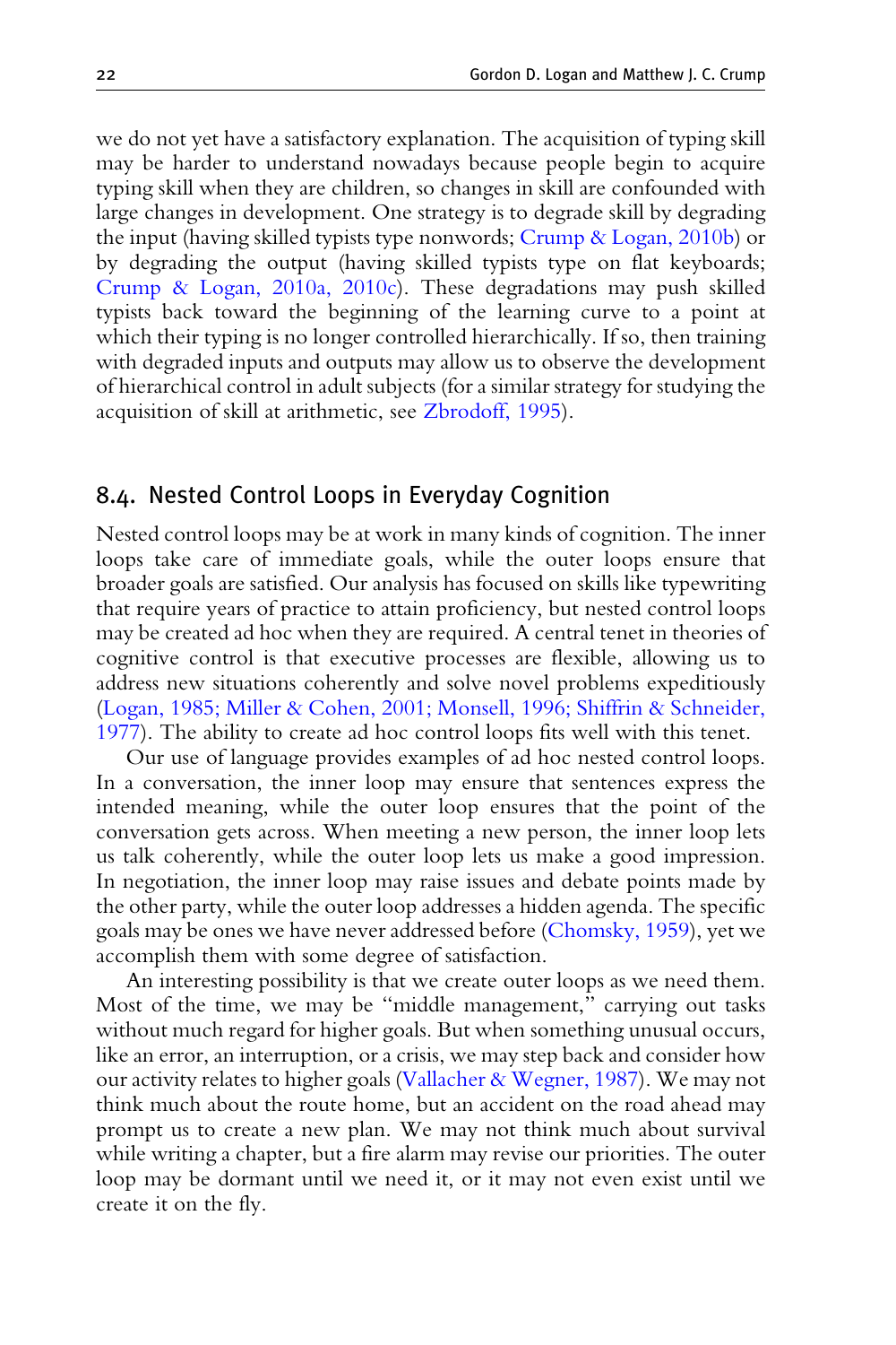we do not yet have a satisfactory explanation. The acquisition of typing skill may be harder to understand nowadays because people begin to acquire typing skill when they are children, so changes in skill are confounded with large changes in development. One strategy is to degrade skill by degrading the input (having skilled typists type nonwords; Crump & Logan, 2010b) or by degrading the output (having skilled typists type on flat keyboards; Crump & Logan, 2010a, 2010c). These degradations may push skilled typists back toward the beginning of the learning curve to a point at which their typing is no longer controlled hierarchically. If so, then training with degraded inputs and outputs may allow us to observe the development of hierarchical control in adult subjects (for a similar strategy for studying the acquisition of skill at arithmetic, see Zbrodoff, 1995).

## 8.4. Nested Control Loops in Everyday Cognition

Nested control loops may be at work in many kinds of cognition. The inner loops take care of immediate goals, while the outer loops ensure that broader goals are satisfied. Our analysis has focused on skills like typewriting that require years of practice to attain proficiency, but nested control loops may be created ad hoc when they are required. A central tenet in theories of cognitive control is that executive processes are flexible, allowing us to address new situations coherently and solve novel problems expeditiously (Logan, 1985; Miller & Cohen, 2001; Monsell, 1996; Shiffrin & Schneider, 1977). The ability to create ad hoc control loops fits well with this tenet.

Our use of language provides examples of ad hoc nested control loops. In a conversation, the inner loop may ensure that sentences express the intended meaning, while the outer loop ensures that the point of the conversation gets across. When meeting a new person, the inner loop lets us talk coherently, while the outer loop lets us make a good impression. In negotiation, the inner loop may raise issues and debate points made by the other party, while the outer loop addresses a hidden agenda. The specific goals may be ones we have never addressed before (Chomsky, 1959), yet we accomplish them with some degree of satisfaction.

An interesting possibility is that we create outer loops as we need them. Most of the time, we may be "middle management," carrying out tasks without much regard for higher goals. But when something unusual occurs, like an error, an interruption, or a crisis, we may step back and consider how our activity relates to higher goals (Vallacher & Wegner, 1987). We may not think much about the route home, but an accident on the road ahead may prompt us to create a new plan. We may not think much about survival while writing a chapter, but a fire alarm may revise our priorities. The outer loop may be dormant until we need it, or it may not even exist until we create it on the fly.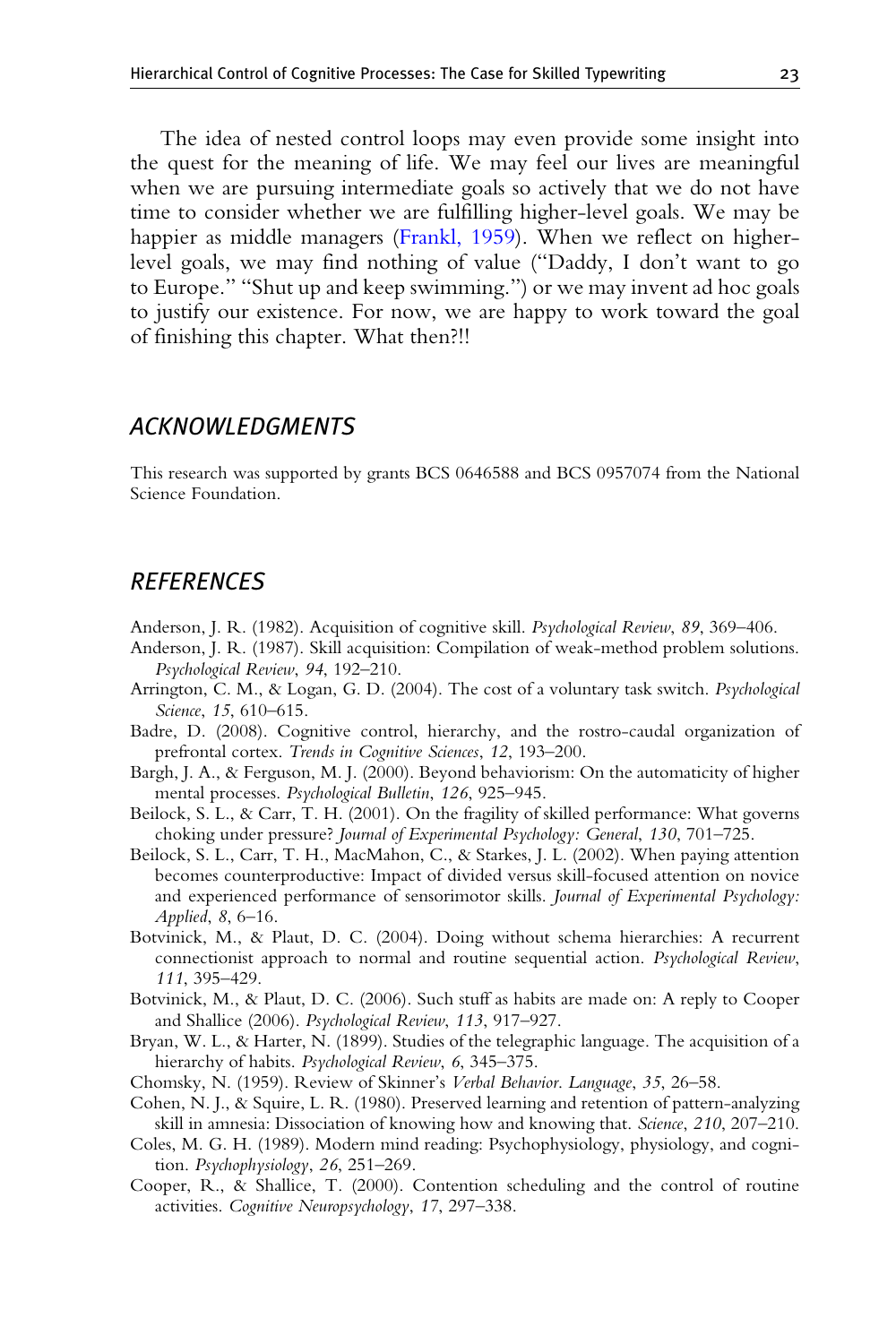The idea of nested control loops may even provide some insight into the quest for the meaning of life. We may feel our lives are meaningful when we are pursuing intermediate goals so actively that we do not have time to consider whether we are fulfilling higher-level goals. We may be happier as middle managers (Frankl, 1959). When we reflect on higher-level goals, we may find nothing of value ("Daddy, I don't want to go to Europe." "Shut up and keep swimming.") or we may invent ad hoc goals to justify our existence. For now, we are happy to work toward the goal of finishing this chapter. What then?!!

## ACKNOWLEDGMENTS

This research was supported by grants BCS 0646588 and BCS 0957074 from the National Science Foundation.

## REFERENCES

Anderson, J. R. (1982). Acquisition of cognitive skill. *Psychological Review*, *89*, 369–406.

Anderson, J. R. (1987). Skill acquisition: Compilation of weak-method problem solutions. *Psychological Review*, *94*, 192–210.

Arrington, C. M., & Logan, G. D. (2004). The cost of a voluntary task switch. *Psychological Science*, *15*, 610–615.

Badre, D. (2008). Cognitive control, hierarchy, and the rostro-caudal organization of prefrontal cortex. *Trends in Cognitive Sciences*, *12*, 193–200.

Bargh, J. A., & Ferguson, M. J. (2000). Beyond behaviorism: On the automaticity of higher mental processes. *Psychological Bulletin*, *126*, 925–945.

Beilock, S. L., & Carr, T. H. (2001). On the fragility of skilled performance: What governs choking under pressure? *Journal of Experimental Psychology: General*, *130*, 701–725.

Beilock, S. L., Carr, T. H., MacMahon, C., & Starkes, J. L. (2002). When paying attention becomes counterproductive: Impact of divided versus skill-focused attention on novice and experienced performance of sensorimotor skills. *Journal of Experimental Psychology: Applied*, *8*, 6–16.

Botvinick, M., & Plaut, D. C. (2004). Doing without schema hierarchies: A recurrent connectionist approach to normal and routine sequential action. *Psychological Review*, *111*, 395–429.

Botvinick, M., & Plaut, D. C. (2006). Such stuff as habits are made on: A reply to Cooper and Shallice (2006). *Psychological Review*, *113*, 917–927.

Bryan, W. L., & Harter, N. (1899). Studies of the telegraphic language. The acquisition of a hierarchy of habits. *Psychological Review*, *6*, 345–375.

Chomsky, N. (1959). Review of Skinner's *Verbal Behavior*. *Language*, *35*, 26–58.

Cohen, N. J., & Squire, L. R. (1980). Preserved learning and retention of pattern-analyzing skill in amnesia: Dissociation of knowing how and knowing that. *Science*, *210*, 207–210.

Coles, M. G. H. (1989). Modern mind reading: Psychophysiology, physiology, and cognition. *Psychophysiology*, *26*, 251–269.

Cooper, R., & Shallice, T. (2000). Contention scheduling and the control of routine activities. *Cognitive Neuropsychology*, *17*, 297–338.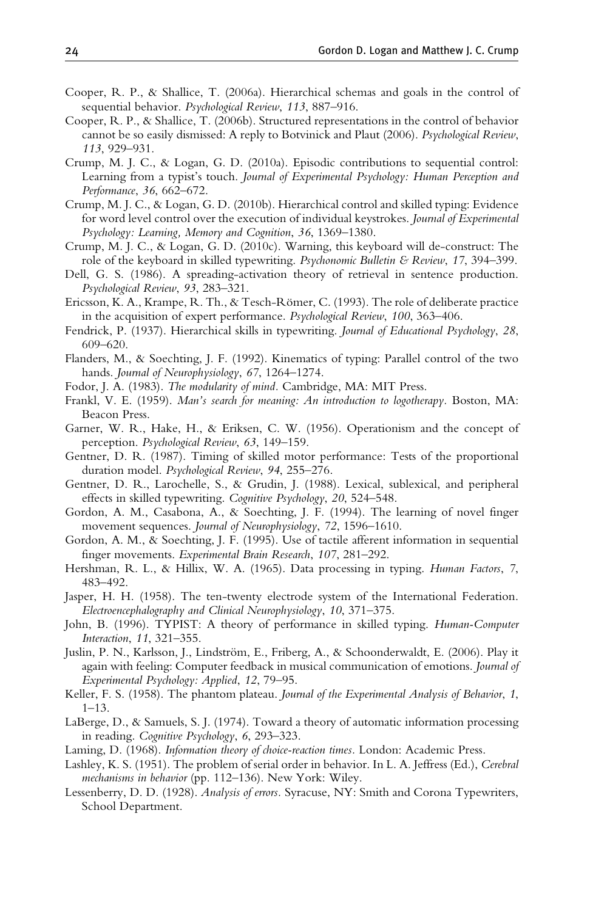Cooper, R. P., & Shallice, T. (2006a). Hierarchical schemas and goals in the control of sequential behavior. *Psychological Review*, *113*, 887–916.

Cooper, R. P., & Shallice, T. (2006b). Structured representations in the control of behavior cannot be so easily dismissed: A reply to Botvinick and Plaut (2006). *Psychological Review*, *113*, 929–931.

Crump, M. J. C., & Logan, G. D. (2010a). Episodic contributions to sequential control: Learning from a typist's touch. *Journal of Experimental Psychology: Human Perception and Performance*, *36*, 662–672.

Crump, M. J. C., & Logan, G. D. (2010b). Hierarchical control and skilled typing: Evidence for word level control over the execution of individual keystrokes. *Journal of Experimental Psychology: Learning, Memory and Cognition*, *36*, 1369–1380.

Crump, M. J. C., & Logan, G. D. (2010c). Warning, this keyboard will de-construct: The role of the keyboard in skilled typewriting. *Psychonomic Bulletin & Review*, *17*, 394–399.

Dell, G. S. (1986). A spreading-activation theory of retrieval in sentence production. *Psychological Review*, *93*, 283–321.

Ericsson, K. A., Krampe, R. Th., & Tesch-Römer, C. (1993). The role of deliberate practice in the acquisition of expert performance. *Psychological Review*, *100*, 363–406.

Fendrick, P. (1937). Hierarchical skills in typewriting. *Journal of Educational Psychology*, *28*, 609–620.

Flanders, M., & Soechting, J. F. (1992). Kinematics of typing: Parallel control of the two hands. *Journal of Neurophysiology*, *67*, 1264–1274.

Fodor, J. A. (1983). *The modularity of mind*. Cambridge, MA: MIT Press.

Frankl, V. E. (1959). *Man's search for meaning: An introduction to logotherapy*. Boston, MA: Beacon Press.

Garner, W. R., Hake, H., & Eriksen, C. W. (1956). Operationism and the concept of perception. *Psychological Review*, *63*, 149–159.

Gentner, D. R. (1987). Timing of skilled motor performance: Tests of the proportional duration model. *Psychological Review*, *94*, 255–276.

Gentner, D. R., Larochelle, S., & Grudin, J. (1988). Lexical, sublexical, and peripheral effects in skilled typewriting. *Cognitive Psychology*, *20*, 524–548.

Gordon, A. M., Casabona, A., & Soechting, J. F. (1994). The learning of novel finger movement sequences. *Journal of Neurophysiology*, *72*, 1596–1610.

Gordon, A. M., & Soechting, J. F. (1995). Use of tactile afferent information in sequential finger movements. *Experimental Brain Research*, *107*, 281–292.

Hershman, R. L., & Hillix, W. A. (1965). Data processing in typing. *Human Factors*, *7*, 483–492.

Jasper, H. H. (1958). The ten-twenty electrode system of the International Federation. *Electroencephalography and Clinical Neurophysiology*, *10*, 371–375.

John, B. (1996). TYPIST: A theory of performance in skilled typing. *Human-Computer Interaction*, *11*, 321–355.

Juslin, P. N., Karlsson, J., Lindström, E., Friberg, A., & Schoonderwaldt, E. (2006). Play it again with feeling: Computer feedback in musical communication of emotions. *Journal of Experimental Psychology: Applied*, *12*, 79–95.

Keller, F. S. (1958). The phantom plateau. *Journal of the Experimental Analysis of Behavior*, *1*, 1–13.

LaBerge, D., & Samuels, S. J. (1974). Toward a theory of automatic information processing in reading. *Cognitive Psychology*, *6*, 293–323.

Laming, D. (1968). *Information theory of choice-reaction times*. London: Academic Press.

Lashley, K. S. (1951). The problem of serial order in behavior. In L. A. Jeffress (Ed.), *Cerebral mechanisms in behavior* (pp. 112–136). New York: Wiley.

Lessenberry, D. D. (1928). *Analysis of errors*. Syracuse, NY: Smith and Corona Typewriters, School Department.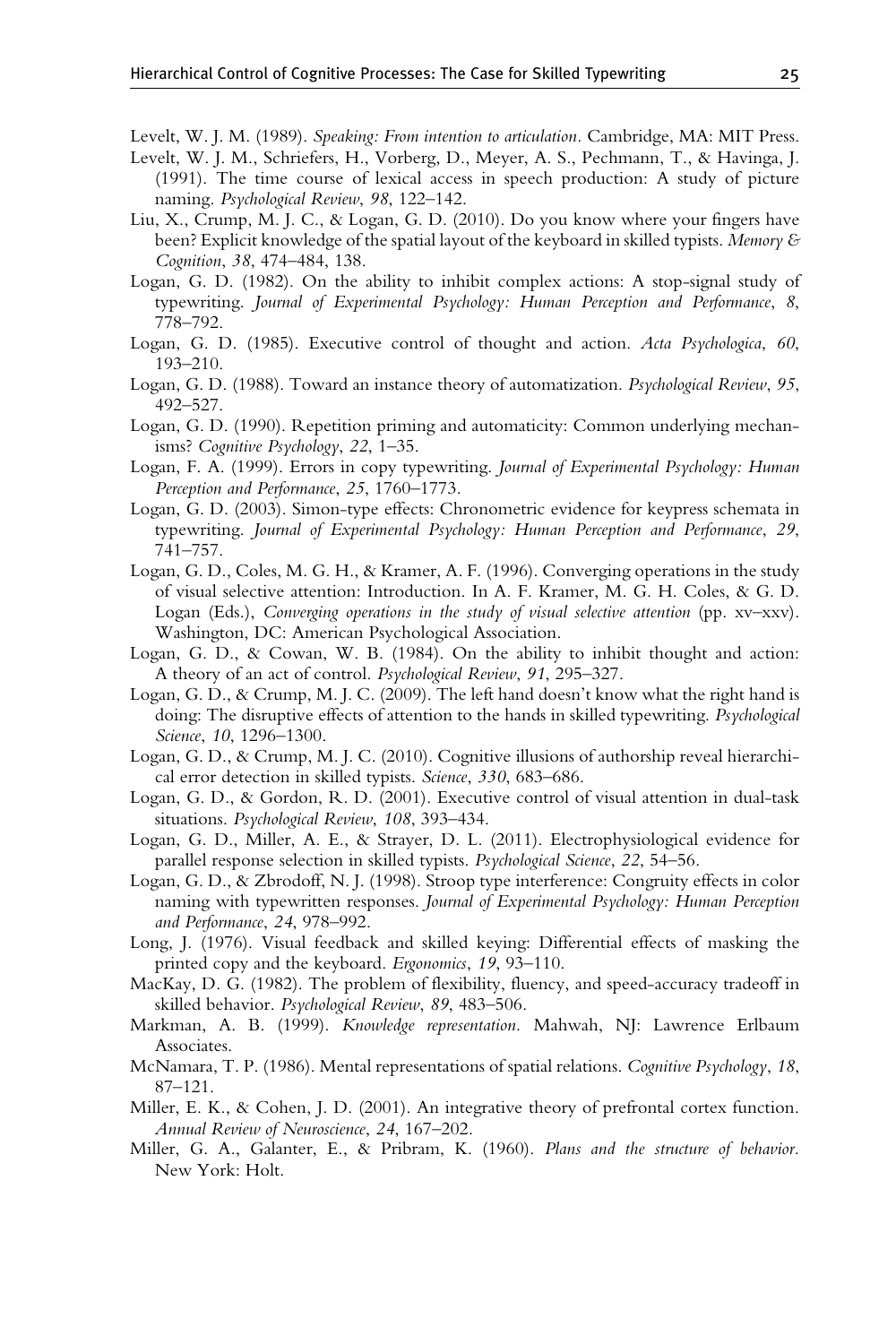Levelt, W. J. M. (1989). *Speaking: From intention to articulation*. Cambridge, MA: MIT Press.

Levelt, W. J. M., Schriefers, H., Vorberg, D., Meyer, A. S., Pechmann, T., & Havinga, J. (1991). The time course of lexical access in speech production: A study of picture naming. *Psychological Review*, *98*, 122–142.

Liu, X., Crump, M. J. C., & Logan, G. D. (2010). Do you know where your fingers have been? Explicit knowledge of the spatial layout of the keyboard in skilled typists. *Memory & Cognition*, *38*, 474–484, 138.

Logan, G. D. (1982). On the ability to inhibit complex actions: A stop-signal study of typewriting. *Journal of Experimental Psychology: Human Perception and Performance*, *8*, 778–792.

Logan, G. D. (1985). Executive control of thought and action. *Acta Psychologica*, *60*, 193–210.

Logan, G. D. (1988). Toward an instance theory of automatization. *Psychological Review*, *95*, 492–527.

Logan, G. D. (1990). Repetition priming and automaticity: Common underlying mechanisms? *Cognitive Psychology*, *22*, 1–35.

Logan, F. A. (1999). Errors in copy typewriting. *Journal of Experimental Psychology: Human Perception and Performance*, *25*, 1760–1773.

Logan, G. D. (2003). Simon-type effects: Chronometric evidence for keypress schemata in typewriting. *Journal of Experimental Psychology: Human Perception and Performance*, *29*, 741–757.

Logan, G. D., Coles, M. G. H., & Kramer, A. F. (1996). Converging operations in the study of visual selective attention: Introduction. In A. F. Kramer, M. G. H. Coles, & G. D. Logan (Eds.), *Converging operations in the study of visual selective attention* (pp. xv–xxv). Washington, DC: American Psychological Association.

Logan, G. D., & Cowan, W. B. (1984). On the ability to inhibit thought and action: A theory of an act of control. *Psychological Review*, *91*, 295–327.

Logan, G. D., & Crump, M. J. C. (2009). The left hand doesn't know what the right hand is doing: The disruptive effects of attention to the hands in skilled typewriting. *Psychological Science*, *10*, 1296–1300.

Logan, G. D., & Crump, M. J. C. (2010). Cognitive illusions of authorship reveal hierarchical error detection in skilled typists. *Science*, *330*, 683–686.

Logan, G. D., & Gordon, R. D. (2001). Executive control of visual attention in dual-task situations. *Psychological Review*, *108*, 393–434.

Logan, G. D., Miller, A. E., & Strayer, D. L. (2011). Electrophysiological evidence for parallel response selection in skilled typists. *Psychological Science*, *22*, 54–56.

Logan, G. D., & Zbrodoff, N. J. (1998). Stroop type interference: Congruity effects in color naming with typewritten responses. *Journal of Experimental Psychology: Human Perception and Performance*, *24*, 978–992.

Long, J. (1976). Visual feedback and skilled keying: Differential effects of masking the printed copy and the keyboard. *Ergonomics*, *19*, 93–110.

MacKay, D. G. (1982). The problem of flexibility, fluency, and speed-accuracy tradeoff in skilled behavior. *Psychological Review*, *89*, 483–506.

Markman, A. B. (1999). *Knowledge representation*. Mahwah, NJ: Lawrence Erlbaum Associates.

McNamara, T. P. (1986). Mental representations of spatial relations. *Cognitive Psychology*, *18*, 87–121.

Miller, E. K., & Cohen, J. D. (2001). An integrative theory of prefrontal cortex function. *Annual Review of Neuroscience*, *24*, 167–202.

Miller, G. A., Galanter, E., & Pribram, K. (1960). *Plans and the structure of behavior*. New York: Holt.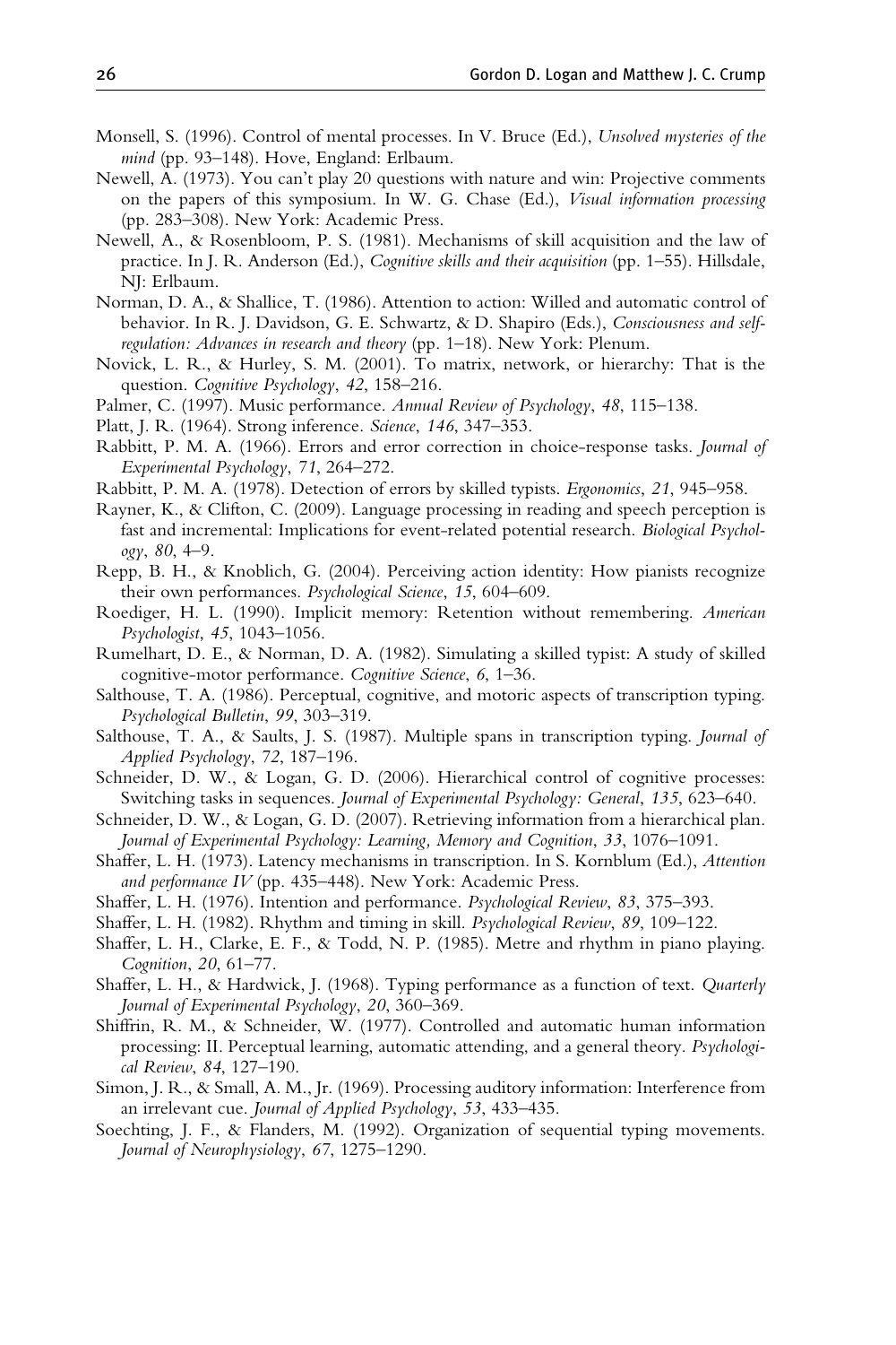Monsell, S. (1996). Control of mental processes. In V. Bruce (Ed.), *Unsolved mysteries of the mind* (pp. 93–148). Hove, England: Erlbaum.

Newell, A. (1973). You can't play 20 questions with nature and win: Projective comments on the papers of this symposium. In W. G. Chase (Ed.), *Visual information processing* (pp. 283–308). New York: Academic Press.

Newell, A., & Rosenbloom, P. S. (1981). Mechanisms of skill acquisition and the law of practice. In J. R. Anderson (Ed.), *Cognitive skills and their acquisition* (pp. 1–55). Hillsdale, NJ: Erlbaum.

Norman, D. A., & Shallice, T. (1986). Attention to action: Willed and automatic control of behavior. In R. J. Davidson, G. E. Schwartz, & D. Shapiro (Eds.), *Consciousness and self-regulation: Advances in research and theory* (pp. 1–18). New York: Plenum.

Novick, L. R., & Hurley, S. M. (2001). To matrix, network, or hierarchy: That is the question. *Cognitive Psychology*, *42*, 158–216.

Palmer, C. (1997). Music performance. *Annual Review of Psychology*, *48*, 115–138.

Platt, J. R. (1964). Strong inference. *Science*, *146*, 347–353.

Rabbitt, P. M. A. (1966). Errors and error correction in choice-response tasks. *Journal of Experimental Psychology*, *71*, 264–272.

Rabbitt, P. M. A. (1978). Detection of errors by skilled typists. *Ergonomics*, *21*, 945–958.

Rayner, K., & Clifton, C. (2009). Language processing in reading and speech perception is fast and incremental: Implications for event-related potential research. *Biological Psychology*, *80*, 4–9.

Repp, B. H., & Knoblich, G. (2004). Perceiving action identity: How pianists recognize their own performances. *Psychological Science*, *15*, 604–609.

Roediger, H. L. (1990). Implicit memory: Retention without remembering. *American Psychologist*, *45*, 1043–1056.

Rumelhart, D. E., & Norman, D. A. (1982). Simulating a skilled typist: A study of skilled cognitive-motor performance. *Cognitive Science*, *6*, 1–36.

Salthouse, T. A. (1986). Perceptual, cognitive, and motoric aspects of transcription typing. *Psychological Bulletin*, *99*, 303–319.

Salthouse, T. A., & Saults, J. S. (1987). Multiple spans in transcription typing. *Journal of Applied Psychology*, *72*, 187–196.

Schneider, D. W., & Logan, G. D. (2006). Hierarchical control of cognitive processes: Switching tasks in sequences. *Journal of Experimental Psychology: General*, *135*, 623–640.

Schneider, D. W., & Logan, G. D. (2007). Retrieving information from a hierarchical plan. *Journal of Experimental Psychology: Learning, Memory and Cognition*, *33*, 1076–1091.

Shaffer, L. H. (1973). Latency mechanisms in transcription. In S. Kornblum (Ed.), *Attention and performance IV* (pp. 435–448). New York: Academic Press.

Shaffer, L. H. (1976). Intention and performance. *Psychological Review*, *83*, 375–393.

Shaffer, L. H. (1982). Rhythm and timing in skill. *Psychological Review*, *89*, 109–122.

Shaffer, L. H., Clarke, E. F., & Todd, N. P. (1985). Metre and rhythm in piano playing. *Cognition*, *20*, 61–77.

Shaffer, L. H., & Hardwick, J. (1968). Typing performance as a function of text. *Quarterly Journal of Experimental Psychology*, *20*, 360–369.

Shiffrin, R. M., & Schneider, W. (1977). Controlled and automatic human information processing: II. Perceptual learning, automatic attending, and a general theory. *Psychological Review*, *84*, 127–190.

Simon, J. R., & Small, A. M., Jr. (1969). Processing auditory information: Interference from an irrelevant cue. *Journal of Applied Psychology*, *53*, 433–435.

Soechting, J. F., & Flanders, M. (1992). Organization of sequential typing movements. *Journal of Neurophysiology*, *67*, 1275–1290.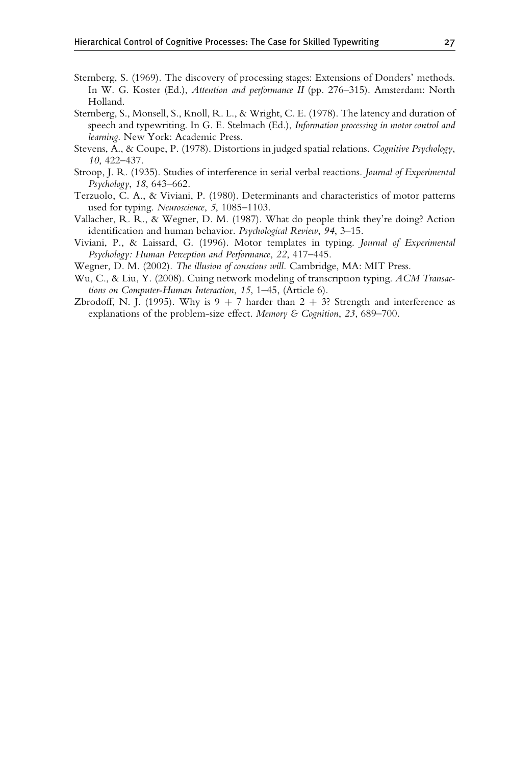Sternberg, S. (1969). The discovery of processing stages: Extensions of Donders' methods. In W. G. Koster (Ed.), *Attention and performance II* (pp. 276–315). Amsterdam: North Holland.

Sternberg, S., Monsell, S., Knoll, R. L., & Wright, C. E. (1978). The latency and duration of speech and typewriting. In G. E. Stelmach (Ed.), *Information processing in motor control and learning*. New York: Academic Press.

Stevens, A., & Coupe, P. (1978). Distortions in judged spatial relations. *Cognitive Psychology*, *10*, 422–437.

Stroop, J. R. (1935). Studies of interference in serial verbal reactions. *Journal of Experimental Psychology*, *18*, 643–662.

Terzuolo, C. A., & Viviani, P. (1980). Determinants and characteristics of motor patterns used for typing. *Neuroscience*, *5*, 1085–1103.

Vallacher, R. R., & Wegner, D. M. (1987). What do people think they're doing? Action identification and human behavior. *Psychological Review*, *94*, 3–15.

Viviani, P., & Laissard, G. (1996). Motor templates in typing. *Journal of Experimental Psychology: Human Perception and Performance*, *22*, 417–445.

Wegner, D. M. (2002). *The illusion of conscious will*. Cambridge, MA: MIT Press.

Wu, C., & Liu, Y. (2008). Cuing network modeling of transcription typing. *ACM Transactions on Computer-Human Interaction*, *15*, 1–45, (Article 6).

Zbrodoff, N. J. (1995). Why is 9 + 7 harder than 2 + 3? Strength and interference as explanations of the problem-size effect. *Memory & Cognition*, *23*, 689–700.